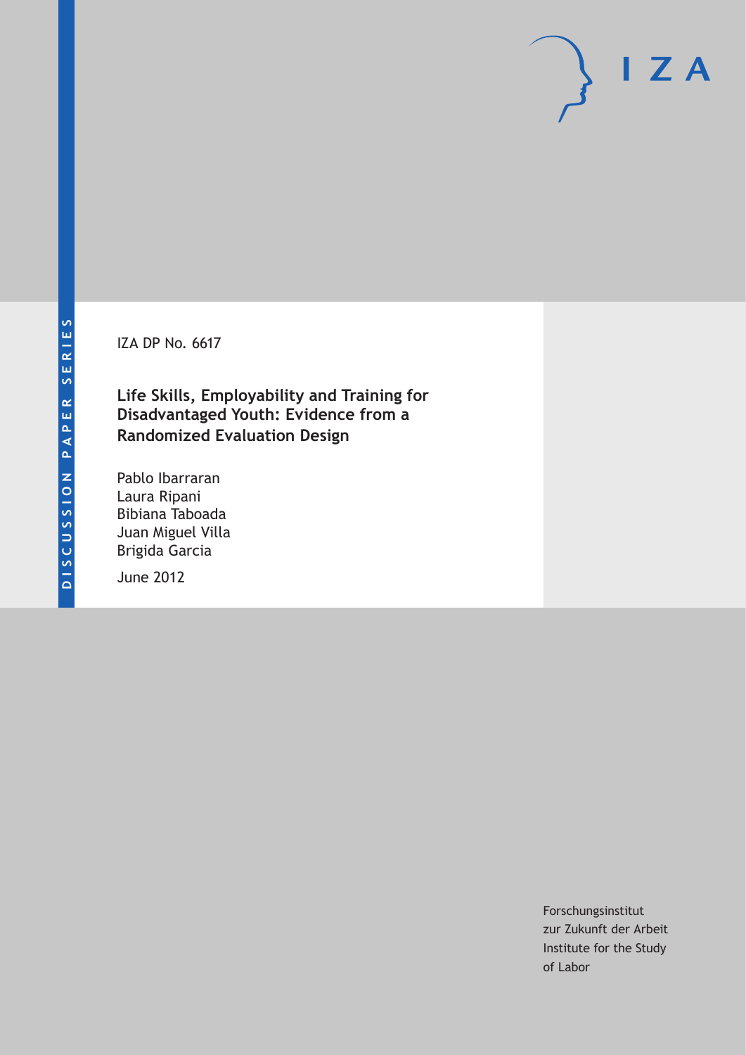DISCUSSION PAPER SERIES

IZA DP No. 6617

# Life Skills, Employability and Training for Disadvantaged Youth: Evidence from a Randomized Evaluation Design

Pablo Ibarraran
Laura Ripani
Bibiana Taboada
Juan Miguel Villa
Brigida Garcia

June 2012

Forschungsinstitut
zur Zukunft der Arbeit
Institute for the Study
of Labor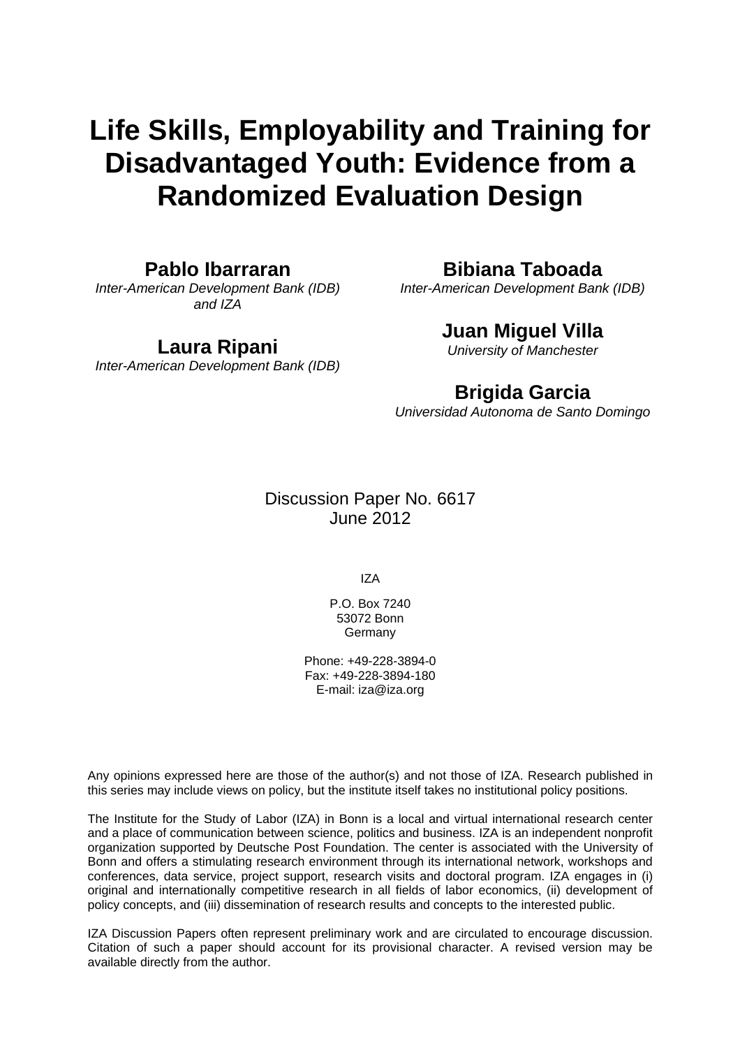# Life Skills, Employability and Training for Disadvantaged Youth: Evidence from a Randomized Evaluation Design

**Pablo Ibarraran**
*Inter-American Development Bank (IDB) and IZA*

**Laura Ripani**
*Inter-American Development Bank (IDB)*

**Bibiana Taboada**
*Inter-American Development Bank (IDB)*

**Juan Miguel Villa**
*University of Manchester*

**Brigida Garcia**
*Universidad Autonoma de Santo Domingo*

Discussion Paper No. 6617
June 2012

IZA

P.O. Box 7240
53072 Bonn
Germany

Phone: +49-228-3894-0
Fax: +49-228-3894-180
E-mail: iza@iza.org

Any opinions expressed here are those of the author(s) and not those of IZA. Research published in this series may include views on policy, but the institute itself takes no institutional policy positions.

The Institute for the Study of Labor (IZA) in Bonn is a local and virtual international research center and a place of communication between science, politics and business. IZA is an independent nonprofit organization supported by Deutsche Post Foundation. The center is associated with the University of Bonn and offers a stimulating research environment through its international network, workshops and conferences, data service, project support, research visits and doctoral program. IZA engages in (i) original and internationally competitive research in all fields of labor economics, (ii) development of policy concepts, and (iii) dissemination of research results and concepts to the interested public.

IZA Discussion Papers often represent preliminary work and are circulated to encourage discussion. Citation of such a paper should account for its provisional character. A revised version may be available directly from the author.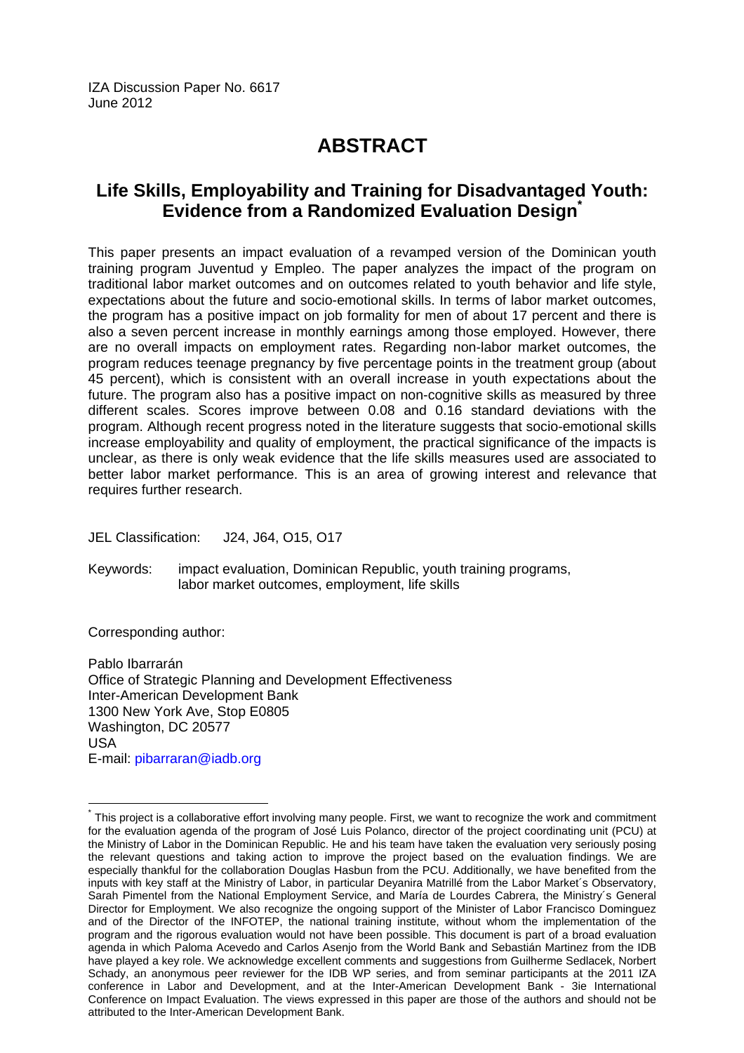IZA Discussion Paper No. 6617
June 2012

# ABSTRACT

## Life Skills, Employability and Training for Disadvantaged Youth: Evidence from a Randomized Evaluation Design[*]

This paper presents an impact evaluation of a revamped version of the Dominican youth training program Juventud y Empleo. The paper analyzes the impact of the program on traditional labor market outcomes and on outcomes related to youth behavior and life style, expectations about the future and socio-emotional skills. In terms of labor market outcomes, the program has a positive impact on job formality for men of about 17 percent and there is also a seven percent increase in monthly earnings among those employed. However, there are no overall impacts on employment rates. Regarding non-labor market outcomes, the program reduces teenage pregnancy by five percentage points in the treatment group (about 45 percent), which is consistent with an overall increase in youth expectations about the future. The program also has a positive impact on non-cognitive skills as measured by three different scales. Scores improve between 0.08 and 0.16 standard deviations with the program. Although recent progress noted in the literature suggests that socio-emotional skills increase employability and quality of employment, the practical significance of the impacts is unclear, as there is only weak evidence that the life skills measures used are associated to better labor market performance. This is an area of growing interest and relevance that requires further research.

JEL Classification: J24, J64, O15, O17

Keywords: impact evaluation, Dominican Republic, youth training programs, labor market outcomes, employment, life skills

Corresponding author:

Pablo Ibarrarán
Office of Strategic Planning and Development Effectiveness
Inter-American Development Bank
1300 New York Ave, Stop E0805
Washington, DC 20577
USA
E-mail: pibarraran@iadb.org

---

[*] This project is a collaborative effort involving many people. First, we want to recognize the work and commitment for the evaluation agenda of the program of José Luis Polanco, director of the project coordinating unit (PCU) at the Ministry of Labor in the Dominican Republic. He and his team have taken the evaluation very seriously posing the relevant questions and taking action to improve the project based on the evaluation findings. We are especially thankful for the collaboration Douglas Hasbun from the PCU. Additionally, we have benefited from the inputs with key staff at the Ministry of Labor, in particular Deyanira Matrillé from the Labor Market´s Observatory, Sarah Pimentel from the National Employment Service, and María de Lourdes Cabrera, the Ministry´s General Director for Employment. We also recognize the ongoing support of the Minister of Labor Francisco Dominguez and of the Director of the INFOTEP, the national training institute, without whom the implementation of the program and the rigorous evaluation would not have been possible. This document is part of a broad evaluation agenda in which Paloma Acevedo and Carlos Asenjo from the World Bank and Sebastián Martinez from the IDB have played a key role. We acknowledge excellent comments and suggestions from Guilherme Sedlacek, Norbert Schady, an anonymous peer reviewer for the IDB WP series, and from seminar participants at the 2011 IZA conference in Labor and Development, and at the Inter-American Development Bank - 3ie International Conference on Impact Evaluation. The views expressed in this paper are those of the authors and should not be attributed to the Inter-American Development Bank.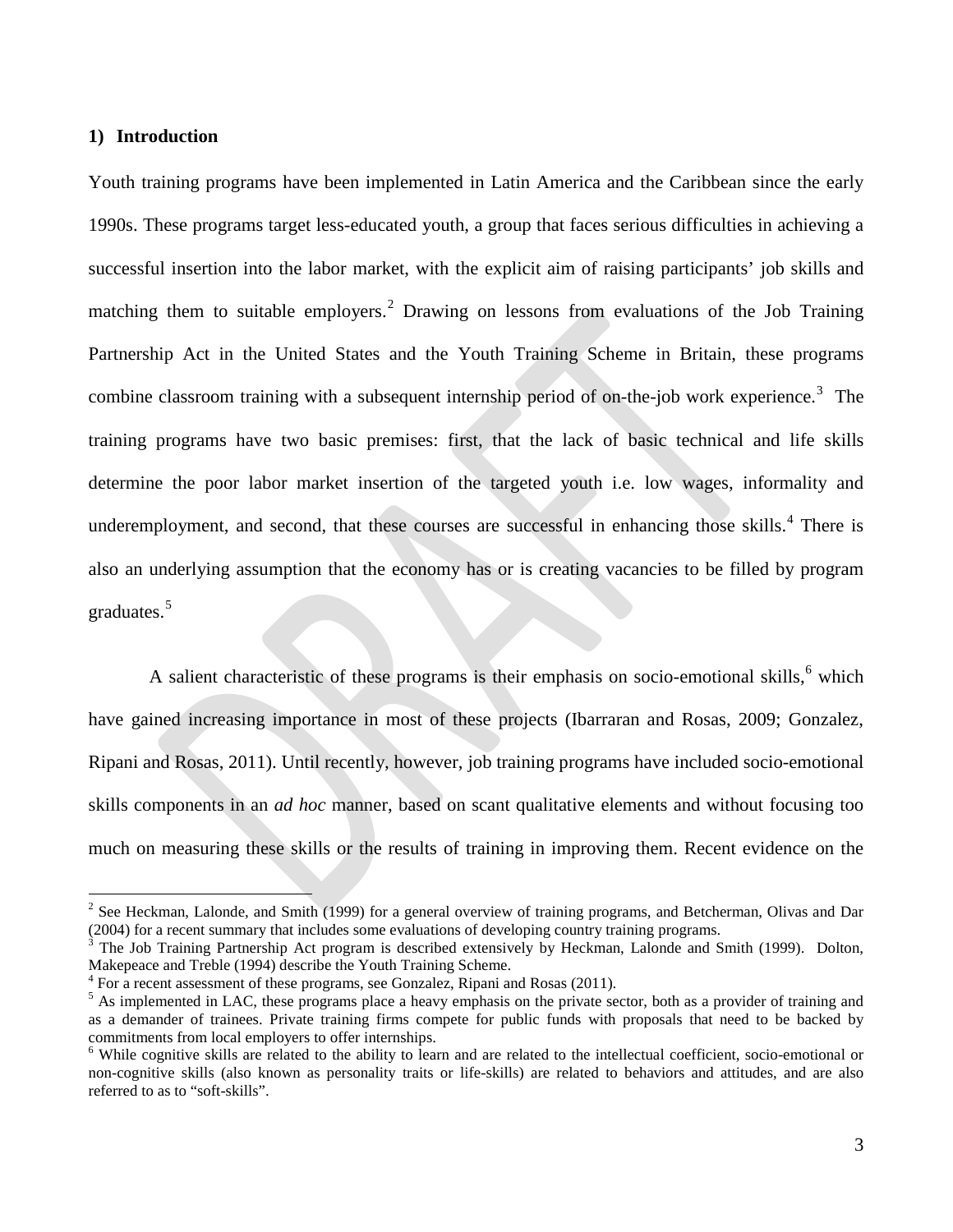## 1) Introduction

Youth training programs have been implemented in Latin America and the Caribbean since the early 1990s. These programs target less-educated youth, a group that faces serious difficulties in achieving a successful insertion into the labor market, with the explicit aim of raising participants' job skills and matching them to suitable employers.[2] Drawing on lessons from evaluations of the Job Training Partnership Act in the United States and the Youth Training Scheme in Britain, these programs combine classroom training with a subsequent internship period of on-the-job work experience.[3] The training programs have two basic premises: first, that the lack of basic technical and life skills determine the poor labor market insertion of the targeted youth i.e. low wages, informality and underemployment, and second, that these courses are successful in enhancing those skills.[4] There is also an underlying assumption that the economy has or is creating vacancies to be filled by program graduates.[5]

A salient characteristic of these programs is their emphasis on socio-emotional skills,[6] which have gained increasing importance in most of these projects (Ibarraran and Rosas, 2009; Gonzalez, Ripani and Rosas, 2011). Until recently, however, job training programs have included socio-emotional skills components in an *ad hoc* manner, based on scant qualitative elements and without focusing too much on measuring these skills or the results of training in improving them. Recent evidence on the

---

[2] See Heckman, Lalonde, and Smith (1999) for a general overview of training programs, and Betcherman, Olivas and Dar (2004) for a recent summary that includes some evaluations of developing country training programs.

[3] The Job Training Partnership Act program is described extensively by Heckman, Lalonde and Smith (1999). Dolton, Makepeace and Treble (1994) describe the Youth Training Scheme.

[4] For a recent assessment of these programs, see Gonzalez, Ripani and Rosas (2011).

[5] As implemented in LAC, these programs place a heavy emphasis on the private sector, both as a provider of training and as a demander of trainees. Private training firms compete for public funds with proposals that need to be backed by commitments from local employers to offer internships.

[6] While cognitive skills are related to the ability to learn and are related to the intellectual coefficient, socio-emotional or non-cognitive skills (also known as personality traits or life-skills) are related to behaviors and attitudes, and are also referred to as to "soft-skills".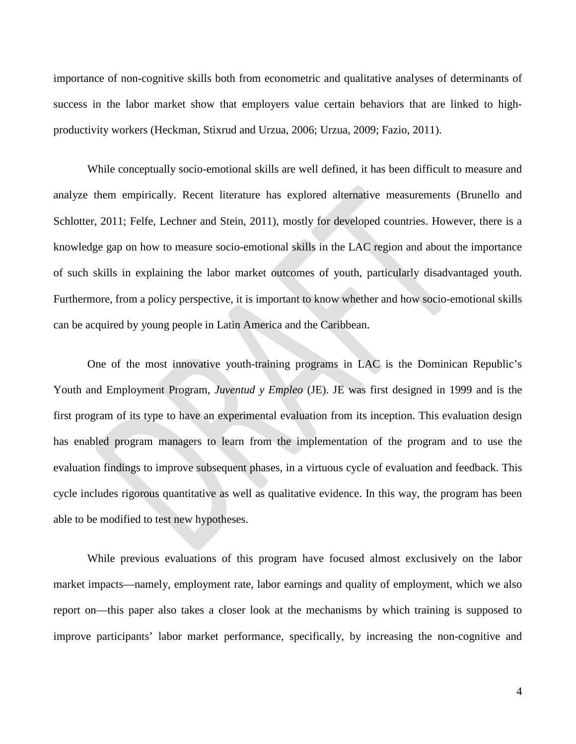importance of non-cognitive skills both from econometric and qualitative analyses of determinants of success in the labor market show that employers value certain behaviors that are linked to high-productivity workers (Heckman, Stixrud and Urzua, 2006; Urzua, 2009; Fazio, 2011).

While conceptually socio-emotional skills are well defined, it has been difficult to measure and analyze them empirically. Recent literature has explored alternative measurements (Brunello and Schlotter, 2011; Felfe, Lechner and Stein, 2011), mostly for developed countries. However, there is a knowledge gap on how to measure socio-emotional skills in the LAC region and about the importance of such skills in explaining the labor market outcomes of youth, particularly disadvantaged youth. Furthermore, from a policy perspective, it is important to know whether and how socio-emotional skills can be acquired by young people in Latin America and the Caribbean.

One of the most innovative youth-training programs in LAC is the Dominican Republic's Youth and Employment Program, *Juventud y Empleo* (JE). JE was first designed in 1999 and is the first program of its type to have an experimental evaluation from its inception. This evaluation design has enabled program managers to learn from the implementation of the program and to use the evaluation findings to improve subsequent phases, in a virtuous cycle of evaluation and feedback. This cycle includes rigorous quantitative as well as qualitative evidence. In this way, the program has been able to be modified to test new hypotheses.

While previous evaluations of this program have focused almost exclusively on the labor market impacts—namely, employment rate, labor earnings and quality of employment, which we also report on—this paper also takes a closer look at the mechanisms by which training is supposed to improve participants' labor market performance, specifically, by increasing the non-cognitive and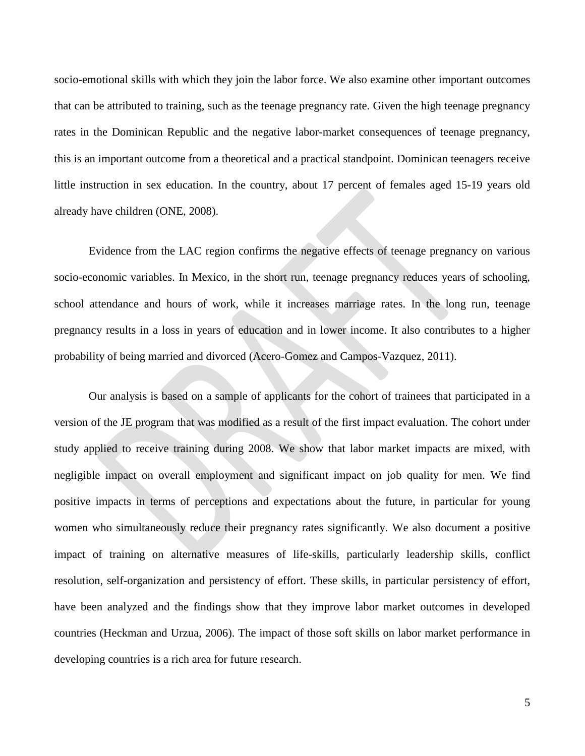socio-emotional skills with which they join the labor force. We also examine other important outcomes that can be attributed to training, such as the teenage pregnancy rate. Given the high teenage pregnancy rates in the Dominican Republic and the negative labor-market consequences of teenage pregnancy, this is an important outcome from a theoretical and a practical standpoint. Dominican teenagers receive little instruction in sex education. In the country, about 17 percent of females aged 15-19 years old already have children (ONE, 2008).

Evidence from the LAC region confirms the negative effects of teenage pregnancy on various socio-economic variables. In Mexico, in the short run, teenage pregnancy reduces years of schooling, school attendance and hours of work, while it increases marriage rates. In the long run, teenage pregnancy results in a loss in years of education and in lower income. It also contributes to a higher probability of being married and divorced (Acero-Gomez and Campos-Vazquez, 2011).

Our analysis is based on a sample of applicants for the cohort of trainees that participated in a version of the JE program that was modified as a result of the first impact evaluation. The cohort under study applied to receive training during 2008. We show that labor market impacts are mixed, with negligible impact on overall employment and significant impact on job quality for men. We find positive impacts in terms of perceptions and expectations about the future, in particular for young women who simultaneously reduce their pregnancy rates significantly. We also document a positive impact of training on alternative measures of life-skills, particularly leadership skills, conflict resolution, self-organization and persistency of effort. These skills, in particular persistency of effort, have been analyzed and the findings show that they improve labor market outcomes in developed countries (Heckman and Urzua, 2006). The impact of those soft skills on labor market performance in developing countries is a rich area for future research.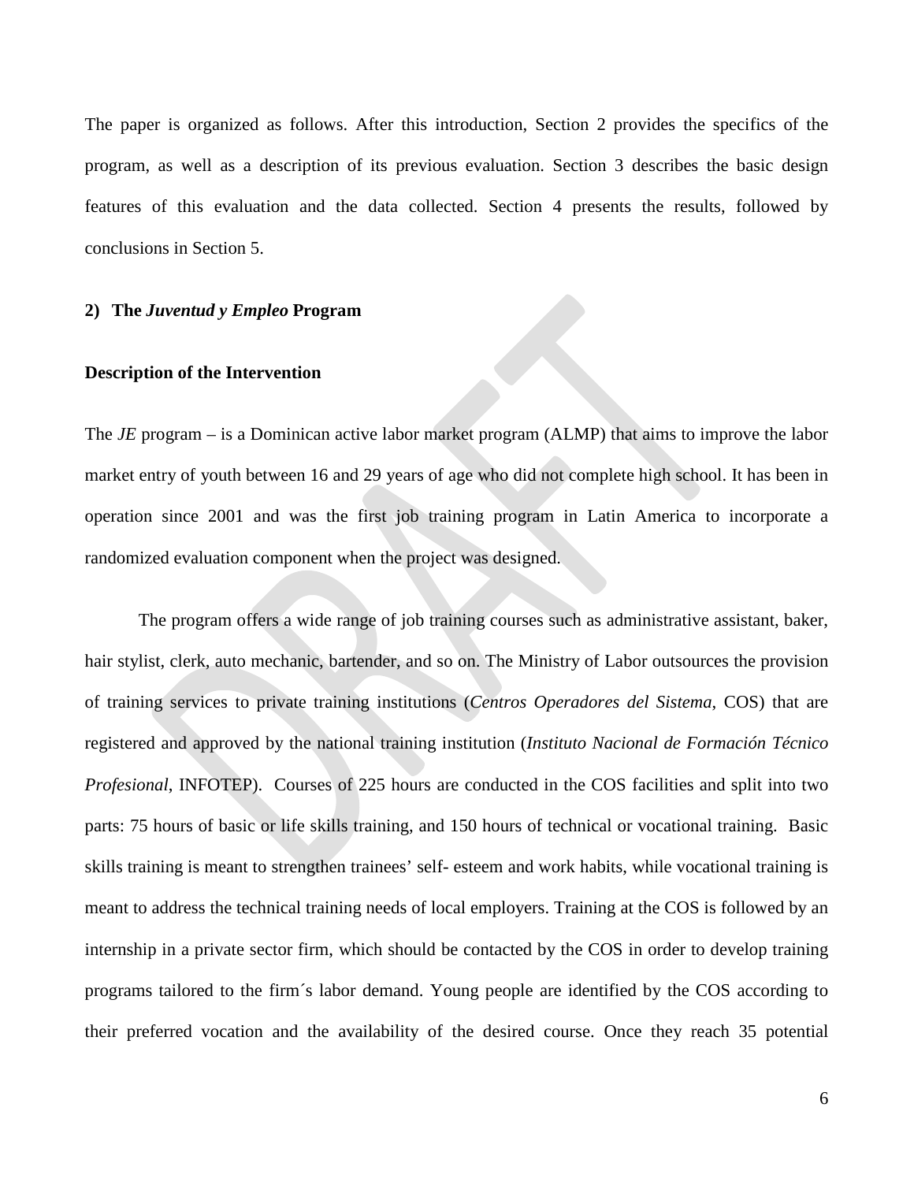The paper is organized as follows. After this introduction, Section 2 provides the specifics of the program, as well as a description of its previous evaluation. Section 3 describes the basic design features of this evaluation and the data collected. Section 4 presents the results, followed by conclusions in Section 5.

## 2) The *Juventud y Empleo* Program

### Description of the Intervention

The *JE* program – is a Dominican active labor market program (ALMP) that aims to improve the labor market entry of youth between 16 and 29 years of age who did not complete high school. It has been in operation since 2001 and was the first job training program in Latin America to incorporate a randomized evaluation component when the project was designed.

The program offers a wide range of job training courses such as administrative assistant, baker, hair stylist, clerk, auto mechanic, bartender, and so on. The Ministry of Labor outsources the provision of training services to private training institutions (*Centros Operadores del Sistema*, COS) that are registered and approved by the national training institution (*Instituto Nacional de Formación Técnico Profesional*, INFOTEP). Courses of 225 hours are conducted in the COS facilities and split into two parts: 75 hours of basic or life skills training, and 150 hours of technical or vocational training. Basic skills training is meant to strengthen trainees' self- esteem and work habits, while vocational training is meant to address the technical training needs of local employers. Training at the COS is followed by an internship in a private sector firm, which should be contacted by the COS in order to develop training programs tailored to the firm´s labor demand. Young people are identified by the COS according to their preferred vocation and the availability of the desired course. Once they reach 35 potential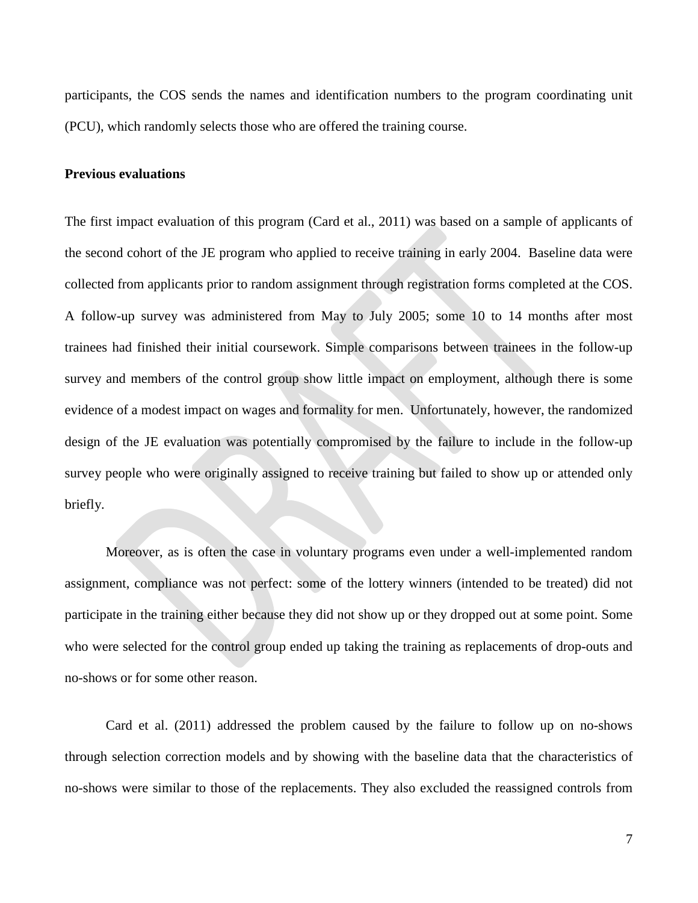participants, the COS sends the names and identification numbers to the program coordinating unit (PCU), which randomly selects those who are offered the training course.

**Previous evaluations**

The first impact evaluation of this program (Card et al., 2011) was based on a sample of applicants of the second cohort of the JE program who applied to receive training in early 2004. Baseline data were collected from applicants prior to random assignment through registration forms completed at the COS. A follow-up survey was administered from May to July 2005; some 10 to 14 months after most trainees had finished their initial coursework. Simple comparisons between trainees in the follow-up survey and members of the control group show little impact on employment, although there is some evidence of a modest impact on wages and formality for men. Unfortunately, however, the randomized design of the JE evaluation was potentially compromised by the failure to include in the follow-up survey people who were originally assigned to receive training but failed to show up or attended only briefly.

Moreover, as is often the case in voluntary programs even under a well-implemented random assignment, compliance was not perfect: some of the lottery winners (intended to be treated) did not participate in the training either because they did not show up or they dropped out at some point. Some who were selected for the control group ended up taking the training as replacements of drop-outs and no-shows or for some other reason.

Card et al. (2011) addressed the problem caused by the failure to follow up on no-shows through selection correction models and by showing with the baseline data that the characteristics of no-shows were similar to those of the replacements. They also excluded the reassigned controls from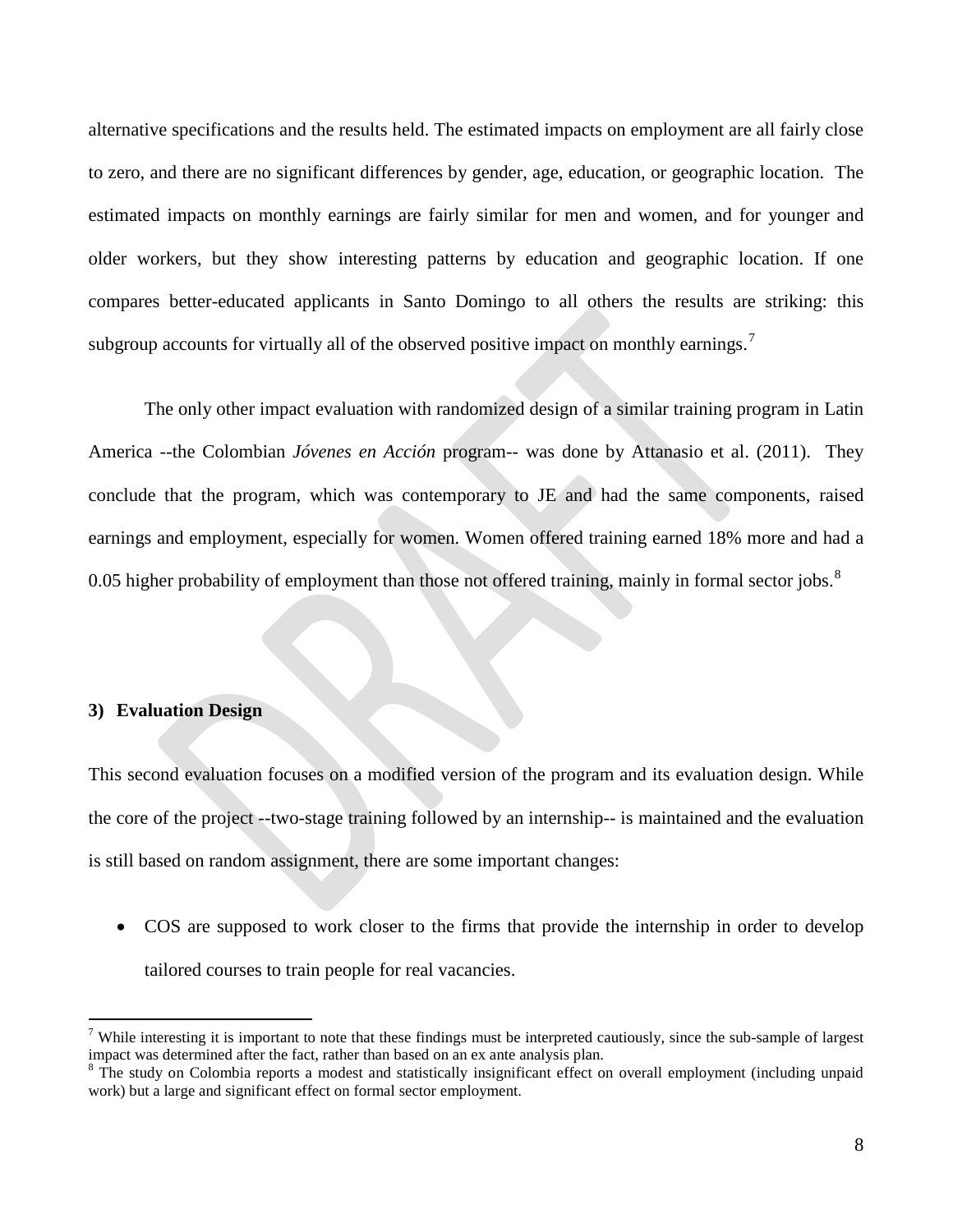alternative specifications and the results held. The estimated impacts on employment are all fairly close to zero, and there are no significant differences by gender, age, education, or geographic location. The estimated impacts on monthly earnings are fairly similar for men and women, and for younger and older workers, but they show interesting patterns by education and geographic location. If one compares better-educated applicants in Santo Domingo to all others the results are striking: this subgroup accounts for virtually all of the observed positive impact on monthly earnings.[7]

The only other impact evaluation with randomized design of a similar training program in Latin America --the Colombian *Jóvenes en Acción* program-- was done by Attanasio et al. (2011). They conclude that the program, which was contemporary to JE and had the same components, raised earnings and employment, especially for women. Women offered training earned 18% more and had a 0.05 higher probability of employment than those not offered training, mainly in formal sector jobs.[8]

## 3) Evaluation Design

This second evaluation focuses on a modified version of the program and its evaluation design. While the core of the project --two-stage training followed by an internship-- is maintained and the evaluation is still based on random assignment, there are some important changes:

- COS are supposed to work closer to the firms that provide the internship in order to develop tailored courses to train people for real vacancies.

---

[7] While interesting it is important to note that these findings must be interpreted cautiously, since the sub-sample of largest impact was determined after the fact, rather than based on an ex ante analysis plan.

[8] The study on Colombia reports a modest and statistically insignificant effect on overall employment (including unpaid work) but a large and significant effect on formal sector employment.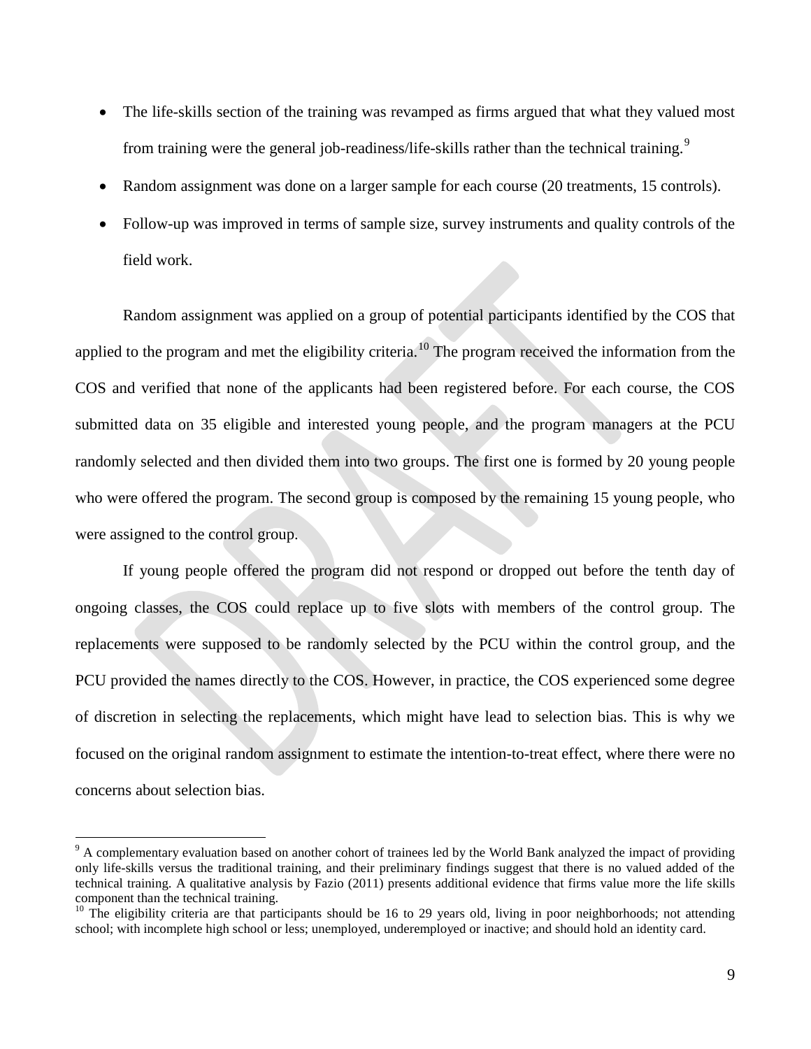- The life-skills section of the training was revamped as firms argued that what they valued most from training were the general job-readiness/life-skills rather than the technical training.[9]
- Random assignment was done on a larger sample for each course (20 treatments, 15 controls).
- Follow-up was improved in terms of sample size, survey instruments and quality controls of the field work.

Random assignment was applied on a group of potential participants identified by the COS that applied to the program and met the eligibility criteria.[10] The program received the information from the COS and verified that none of the applicants had been registered before. For each course, the COS submitted data on 35 eligible and interested young people, and the program managers at the PCU randomly selected and then divided them into two groups. The first one is formed by 20 young people who were offered the program. The second group is composed by the remaining 15 young people, who were assigned to the control group.

If young people offered the program did not respond or dropped out before the tenth day of ongoing classes, the COS could replace up to five slots with members of the control group. The replacements were supposed to be randomly selected by the PCU within the control group, and the PCU provided the names directly to the COS. However, in practice, the COS experienced some degree of discretion in selecting the replacements, which might have lead to selection bias. This is why we focused on the original random assignment to estimate the intention-to-treat effect, where there were no concerns about selection bias.

[9] A complementary evaluation based on another cohort of trainees led by the World Bank analyzed the impact of providing only life-skills versus the traditional training, and their preliminary findings suggest that there is no valued added of the technical training. A qualitative analysis by Fazio (2011) presents additional evidence that firms value more the life skills component than the technical training.

[10] The eligibility criteria are that participants should be 16 to 29 years old, living in poor neighborhoods; not attending school; with incomplete high school or less; unemployed, underemployed or inactive; and should hold an identity card.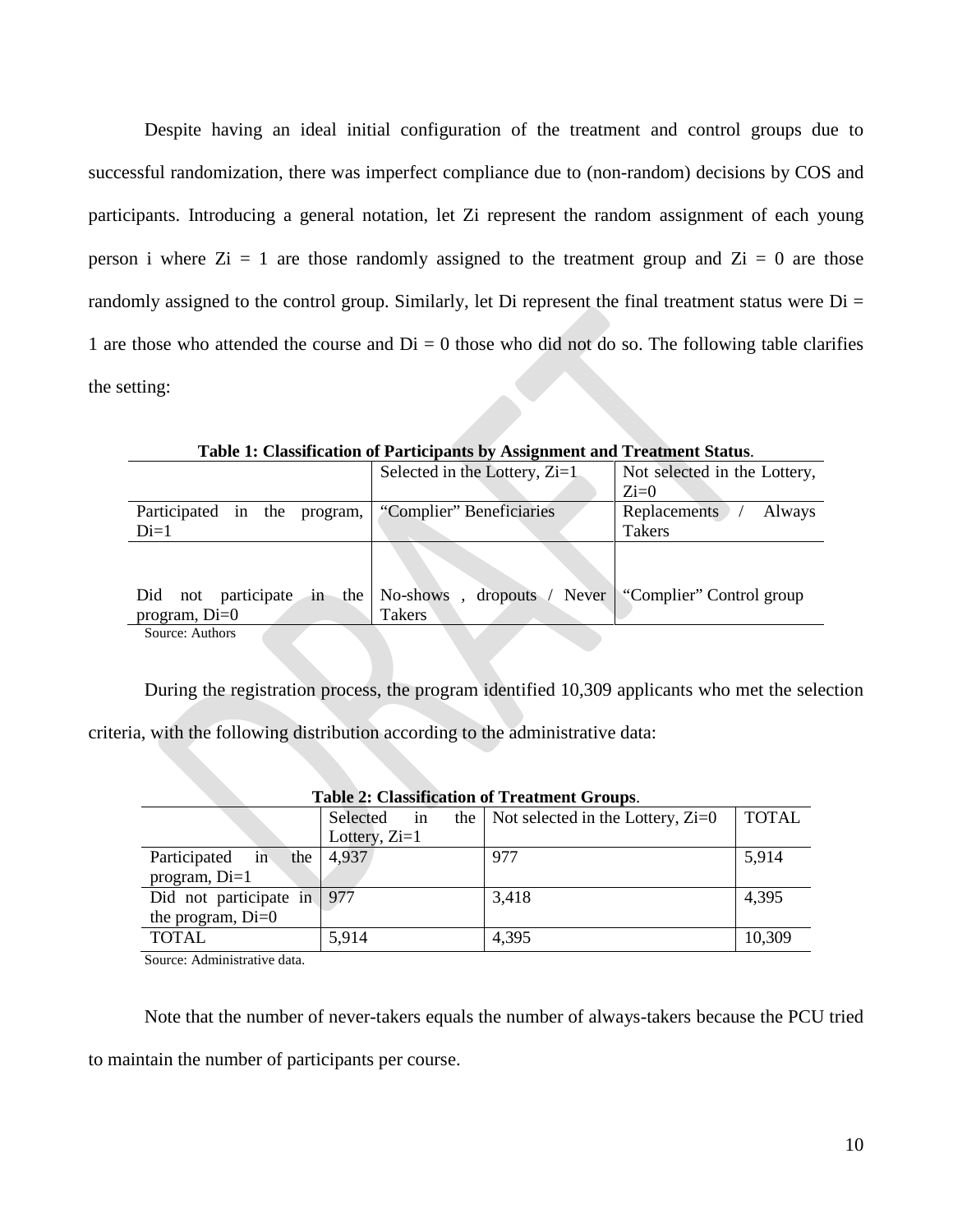Despite having an ideal initial configuration of the treatment and control groups due to successful randomization, there was imperfect compliance due to (non-random) decisions by COS and participants. Introducing a general notation, let Zi represent the random assignment of each young person i where Zi = 1 are those randomly assigned to the treatment group and Zi = 0 are those randomly assigned to the control group. Similarly, let Di represent the final treatment status were Di = 1 are those who attended the course and Di = 0 those who did not do so. The following table clarifies the setting:

**Table 1: Classification of Participants by Assignment and Treatment Status**.

| | Selected in the Lottery, Zi=1 | Not selected in the Lottery, Zi=0 |
|---|---|---|
| Participated in the program, Di=1 | "Complier" Beneficiaries | Replacements / Always Takers |
| Did not participate in the program, Di=0 | No-shows , dropouts / Never Takers | "Complier" Control group |

Source: Authors

During the registration process, the program identified 10,309 applicants who met the selection criteria, with the following distribution according to the administrative data:

**Table 2: Classification of Treatment Groups**.

| | Selected in the Lottery, Zi=1 | Not selected in the Lottery, Zi=0 | TOTAL |
|---|---|---|---|
| Participated in the program, Di=1 | 4,937 | 977 | 5,914 |
| Did not participate in the program, Di=0 | 977 | 3,418 | 4,395 |
| TOTAL | 5,914 | 4,395 | 10,309 |

Source: Administrative data.

Note that the number of never-takers equals the number of always-takers because the PCU tried to maintain the number of participants per course.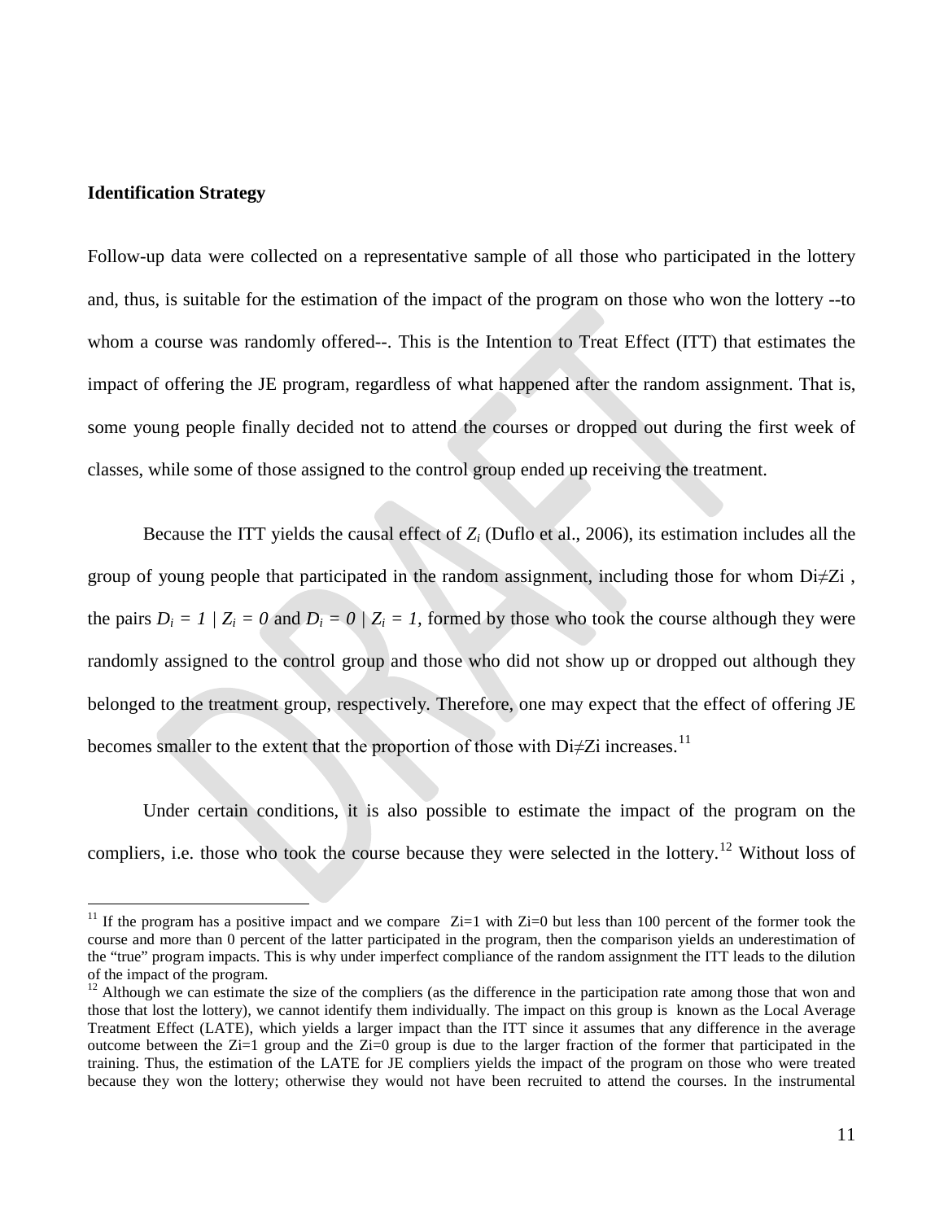**Identification Strategy**

Follow-up data were collected on a representative sample of all those who participated in the lottery and, thus, is suitable for the estimation of the impact of the program on those who won the lottery --to whom a course was randomly offered--. This is the Intention to Treat Effect (ITT) that estimates the impact of offering the JE program, regardless of what happened after the random assignment. That is, some young people finally decided not to attend the courses or dropped out during the first week of classes, while some of those assigned to the control group ended up receiving the treatment.

Because the ITT yields the causal effect of $Z_i$ (Duflo et al., 2006), its estimation includes all the group of young people that participated in the random assignment, including those for whom $D_i \neq Z_i$, the pairs $D_i = 1 \mid Z_i = 0$ and $D_i = 0 \mid Z_i = 1$, formed by those who took the course although they were randomly assigned to the control group and those who did not show up or dropped out although they belonged to the treatment group, respectively. Therefore, one may expect that the effect of offering JE becomes smaller to the extent that the proportion of those with $D_i \neq Z_i$ increases.[11]

Under certain conditions, it is also possible to estimate the impact of the program on the compliers, i.e. those who took the course because they were selected in the lottery.[12] Without loss of

---

[11] If the program has a positive impact and we compare $Z_i=1$ with $Z_i=0$ but less than 100 percent of the former took the course and more than 0 percent of the latter participated in the program, then the comparison yields an underestimation of the "true" program impacts. This is why under imperfect compliance of the random assignment the ITT leads to the dilution of the impact of the program.

[12] Although we can estimate the size of the compliers (as the difference in the participation rate among those that won and those that lost the lottery), we cannot identify them individually. The impact on this group is known as the Local Average Treatment Effect (LATE), which yields a larger impact than the ITT since it assumes that any difference in the average outcome between the $Z_i=1$ group and the $Z_i=0$ group is due to the larger fraction of the former that participated in the training. Thus, the estimation of the LATE for JE compliers yields the impact of the program on those who were treated because they won the lottery; otherwise they would not have been recruited to attend the courses. In the instrumental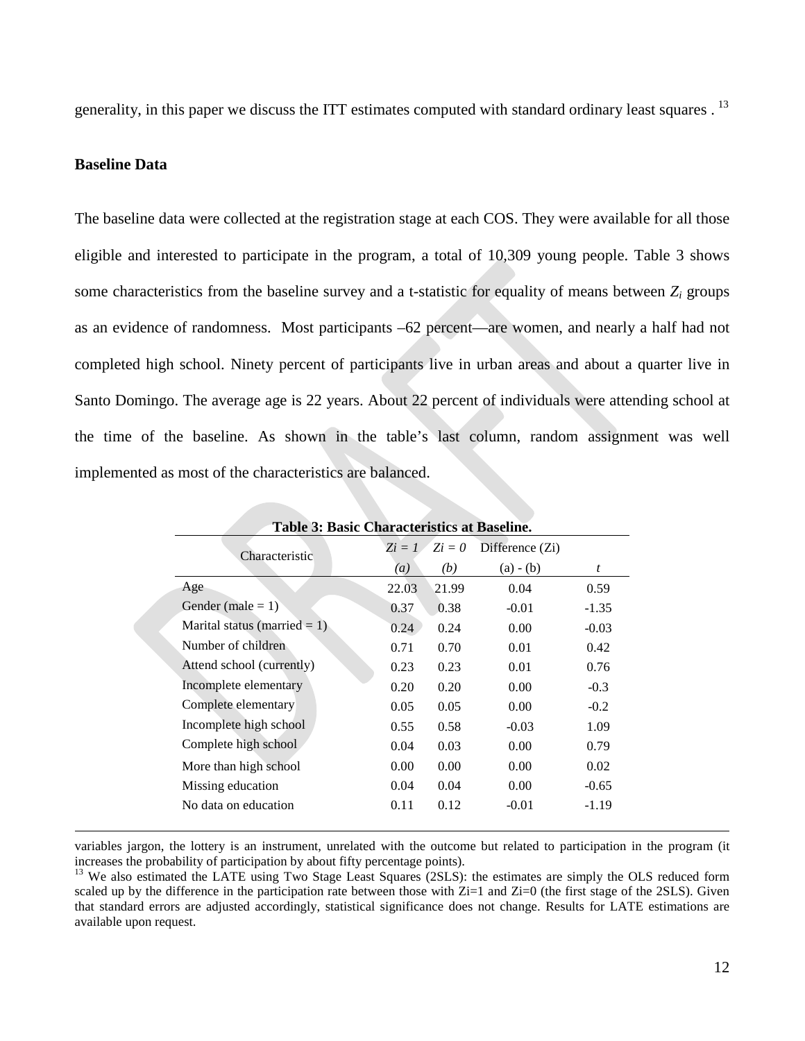generality, in this paper we discuss the ITT estimates computed with standard ordinary least squares . [13]

**Baseline Data**

The baseline data were collected at the registration stage at each COS. They were available for all those eligible and interested to participate in the program, a total of 10,309 young people. Table 3 shows some characteristics from the baseline survey and a t-statistic for equality of means between $Z_i$ groups as an evidence of randomness. Most participants –62 percent—are women, and nearly a half had not completed high school. Ninety percent of participants live in urban areas and about a quarter live in Santo Domingo. The average age is 22 years. About 22 percent of individuals were attending school at the time of the baseline. As shown in the table's last column, random assignment was well implemented as most of the characteristics are balanced.

**Table 3: Basic Characteristics at Baseline.**

| Characteristic | $Zi = 1$ | $Zi = 0$ | Difference (Zi) | |
|---|---|---|---|---|
| | *(a)* | *(b)* | (a) - (b) | *t* |
| Age | 22.03 | 21.99 | 0.04 | 0.59 |
| Gender (male = 1) | 0.37 | 0.38 | -0.01 | -1.35 |
| Marital status (married = 1) | 0.24 | 0.24 | 0.00 | -0.03 |
| Number of children | 0.71 | 0.70 | 0.01 | 0.42 |
| Attend school (currently) | 0.23 | 0.23 | 0.01 | 0.76 |
| Incomplete elementary | 0.20 | 0.20 | 0.00 | -0.3 |
| Complete elementary | 0.05 | 0.05 | 0.00 | -0.2 |
| Incomplete high school | 0.55 | 0.58 | -0.03 | 1.09 |
| Complete high school | 0.04 | 0.03 | 0.00 | 0.79 |
| More than high school | 0.00 | 0.00 | 0.00 | 0.02 |
| Missing education | 0.04 | 0.04 | 0.00 | -0.65 |
| No data on education | 0.11 | 0.12 | -0.01 | -1.19 |

variables jargon, the lottery is an instrument, unrelated with the outcome but related to participation in the program (it increases the probability of participation by about fifty percentage points).

[13] We also estimated the LATE using Two Stage Least Squares (2SLS): the estimates are simply the OLS reduced form scaled up by the difference in the participation rate between those with Zi=1 and Zi=0 (the first stage of the 2SLS). Given that standard errors are adjusted accordingly, statistical significance does not change. Results for LATE estimations are available upon request.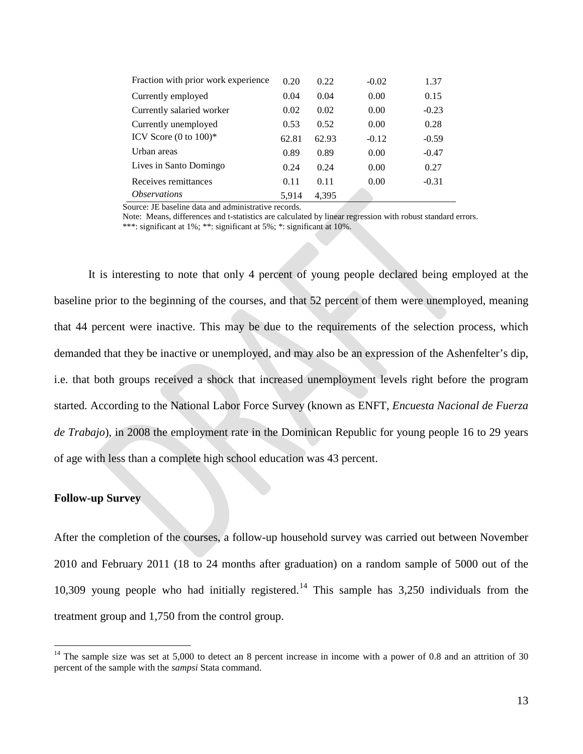| | | | | |
|---|---|---|---|---|
| Fraction with prior work experience | 0.20 | 0.22 | -0.02 | 1.37 |
| Currently employed | 0.04 | 0.04 | 0.00 | 0.15 |
| Currently salaried worker | 0.02 | 0.02 | 0.00 | -0.23 |
| Currently unemployed | 0.53 | 0.52 | 0.00 | 0.28 |
| ICV Score (0 to 100)* | 62.81 | 62.93 | -0.12 | -0.59 |
| Urban areas | 0.89 | 0.89 | 0.00 | -0.47 |
| Lives in Santo Domingo | 0.24 | 0.24 | 0.00 | 0.27 |
| Receives remittances | 0.11 | 0.11 | 0.00 | -0.31 |
| *Observations* | 5,914 | 4,395 | | |

Source: JE baseline data and administrative records.
Note: Means, differences and t-statistics are calculated by linear regression with robust standard errors.
***: significant at 1%; **: significant at 5%; *: significant at 10%.

It is interesting to note that only 4 percent of young people declared being employed at the baseline prior to the beginning of the courses, and that 52 percent of them were unemployed, meaning that 44 percent were inactive. This may be due to the requirements of the selection process, which demanded that they be inactive or unemployed, and may also be an expression of the Ashenfelter's dip, i.e. that both groups received a shock that increased unemployment levels right before the program started. According to the National Labor Force Survey (known as ENFT, *Encuesta Nacional de Fuerza de Trabajo*), in 2008 the employment rate in the Dominican Republic for young people 16 to 29 years of age with less than a complete high school education was 43 percent.

**Follow-up Survey**

After the completion of the courses, a follow-up household survey was carried out between November 2010 and February 2011 (18 to 24 months after graduation) on a random sample of 5000 out of the 10,309 young people who had initially registered.[14] This sample has 3,250 individuals from the treatment group and 1,750 from the control group.

[14] The sample size was set at 5,000 to detect an 8 percent increase in income with a power of 0.8 and an attrition of 30 percent of the sample with the *sampsi* Stata command.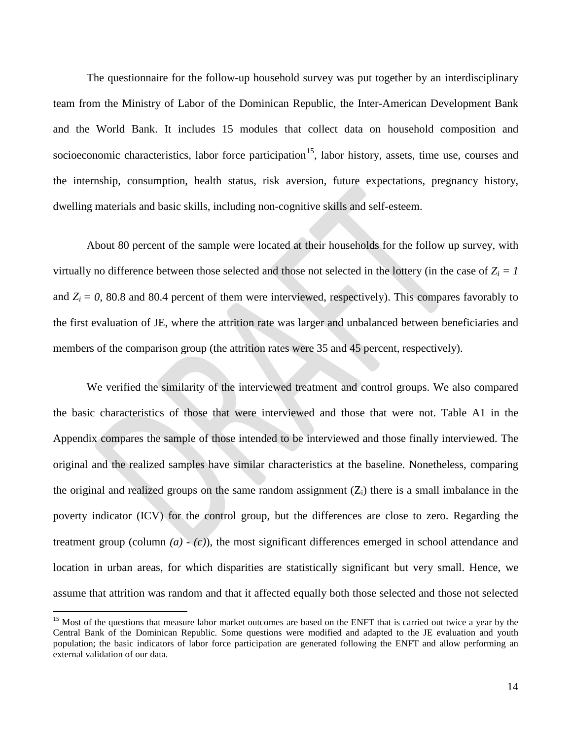The questionnaire for the follow-up household survey was put together by an interdisciplinary team from the Ministry of Labor of the Dominican Republic, the Inter-American Development Bank and the World Bank. It includes 15 modules that collect data on household composition and socioeconomic characteristics, labor force participation[15], labor history, assets, time use, courses and the internship, consumption, health status, risk aversion, future expectations, pregnancy history, dwelling materials and basic skills, including non-cognitive skills and self-esteem.

About 80 percent of the sample were located at their households for the follow up survey, with virtually no difference between those selected and those not selected in the lottery (in the case of $Z_i = 1$ and $Z_i = 0$, 80.8 and 80.4 percent of them were interviewed, respectively). This compares favorably to the first evaluation of JE, where the attrition rate was larger and unbalanced between beneficiaries and members of the comparison group (the attrition rates were 35 and 45 percent, respectively).

We verified the similarity of the interviewed treatment and control groups. We also compared the basic characteristics of those that were interviewed and those that were not. Table A1 in the Appendix compares the sample of those intended to be interviewed and those finally interviewed. The original and the realized samples have similar characteristics at the baseline. Nonetheless, comparing the original and realized groups on the same random assignment ($Z_i$) there is a small imbalance in the poverty indicator (ICV) for the control group, but the differences are close to zero. Regarding the treatment group (column *(a) - (c)*), the most significant differences emerged in school attendance and location in urban areas, for which disparities are statistically significant but very small. Hence, we assume that attrition was random and that it affected equally both those selected and those not selected

[15] Most of the questions that measure labor market outcomes are based on the ENFT that is carried out twice a year by the Central Bank of the Dominican Republic. Some questions were modified and adapted to the JE evaluation and youth population; the basic indicators of labor force participation are generated following the ENFT and allow performing an external validation of our data.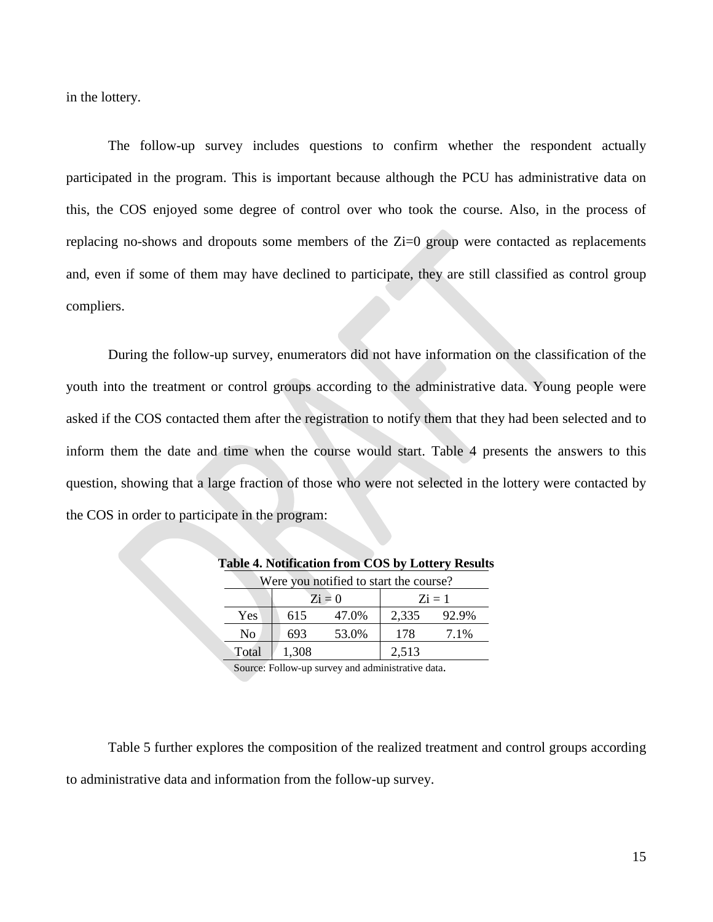in the lottery.

The follow-up survey includes questions to confirm whether the respondent actually participated in the program. This is important because although the PCU has administrative data on this, the COS enjoyed some degree of control over who took the course. Also, in the process of replacing no-shows and dropouts some members of the Zi=0 group were contacted as replacements and, even if some of them may have declined to participate, they are still classified as control group compliers.

During the follow-up survey, enumerators did not have information on the classification of the youth into the treatment or control groups according to the administrative data. Young people were asked if the COS contacted them after the registration to notify them that they had been selected and to inform them the date and time when the course would start. Table 4 presents the answers to this question, showing that a large fraction of those who were not selected in the lottery were contacted by the COS in order to participate in the program:

**Table 4. Notification from COS by Lottery Results**

| Were you notified to start the course? | | | | |
|---|---|---|---|---|
| | Zi = 0 | | Zi = 1 | |
| Yes | 615 | 47.0% | 2,335 | 92.9% |
| No | 693 | 53.0% | 178 | 7.1% |
| Total | 1,308 | | 2,513 | |

Source: Follow-up survey and administrative data.

Table 5 further explores the composition of the realized treatment and control groups according to administrative data and information from the follow-up survey.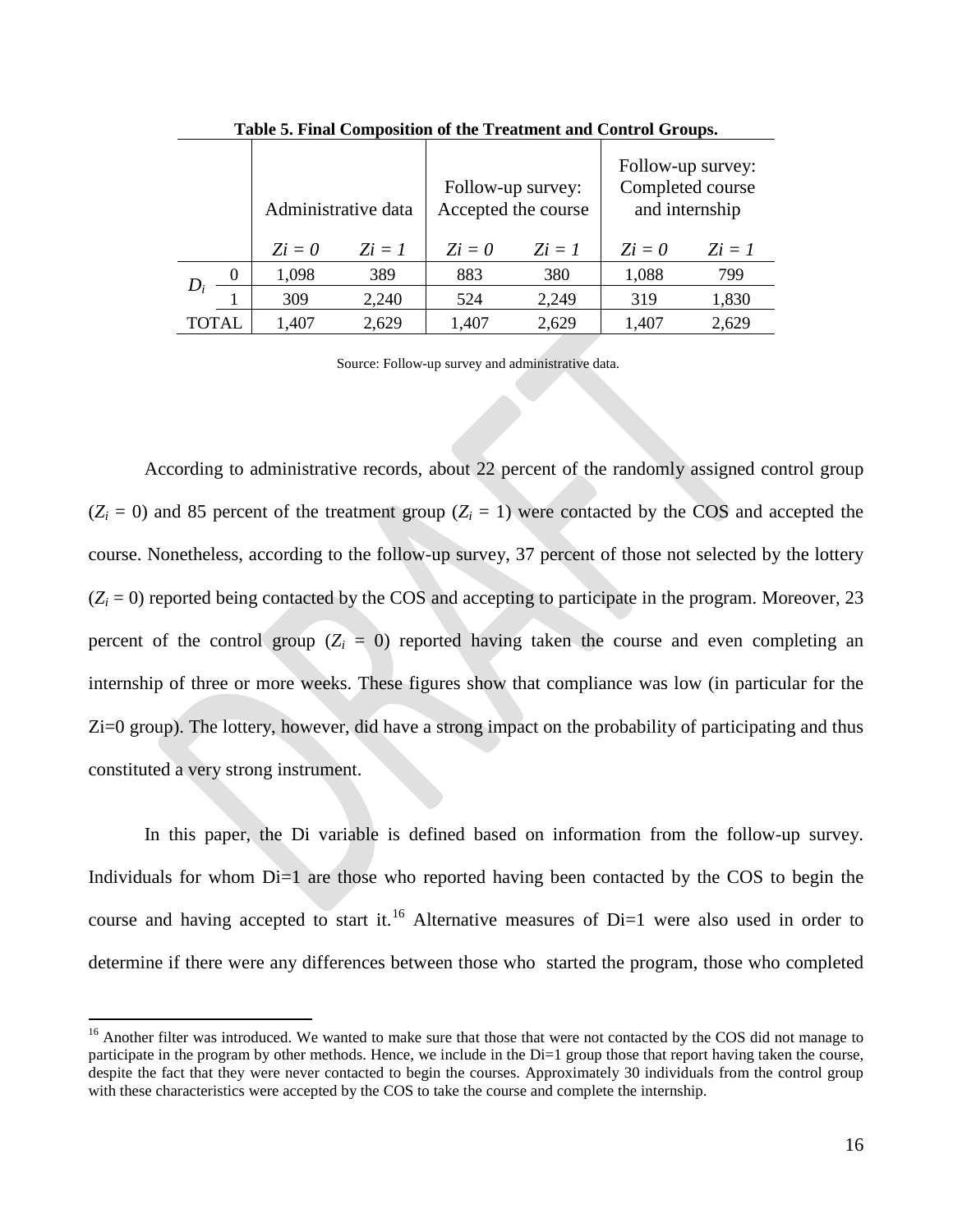**Table 5. Final Composition of the Treatment and Control Groups.**

| | | Administrative data | | Follow-up survey: Accepted the course | | Follow-up survey: Completed course and internship | |
|---|---|---|---|---|---|---|---|
| | | $Zi = 0$ | $Zi = 1$ | $Zi = 0$ | $Zi = 1$ | $Zi = 0$ | $Zi = 1$ |
| $D_i$ | 0 | 1,098 | 389 | 883 | 380 | 1,088 | 799 |
| | 1 | 309 | 2,240 | 524 | 2,249 | 319 | 1,830 |
| TOTAL | | 1,407 | 2,629 | 1,407 | 2,629 | 1,407 | 2,629 |

Source: Follow-up survey and administrative data.

According to administrative records, about 22 percent of the randomly assigned control group ($Z_i$ = 0) and 85 percent of the treatment group ($Z_i$ = 1) were contacted by the COS and accepted the course. Nonetheless, according to the follow-up survey, 37 percent of those not selected by the lottery ($Z_i$ = 0) reported being contacted by the COS and accepting to participate in the program. Moreover, 23 percent of the control group ($Z_i$ = 0) reported having taken the course and even completing an internship of three or more weeks. These figures show that compliance was low (in particular for the Zi=0 group). The lottery, however, did have a strong impact on the probability of participating and thus constituted a very strong instrument.

In this paper, the Di variable is defined based on information from the follow-up survey. Individuals for whom Di=1 are those who reported having been contacted by the COS to begin the course and having accepted to start it.[16] Alternative measures of Di=1 were also used in order to determine if there were any differences between those who started the program, those who completed

[16] Another filter was introduced. We wanted to make sure that those that were not contacted by the COS did not manage to participate in the program by other methods. Hence, we include in the Di=1 group those that report having taken the course, despite the fact that they were never contacted to begin the courses. Approximately 30 individuals from the control group with these characteristics were accepted by the COS to take the course and complete the internship.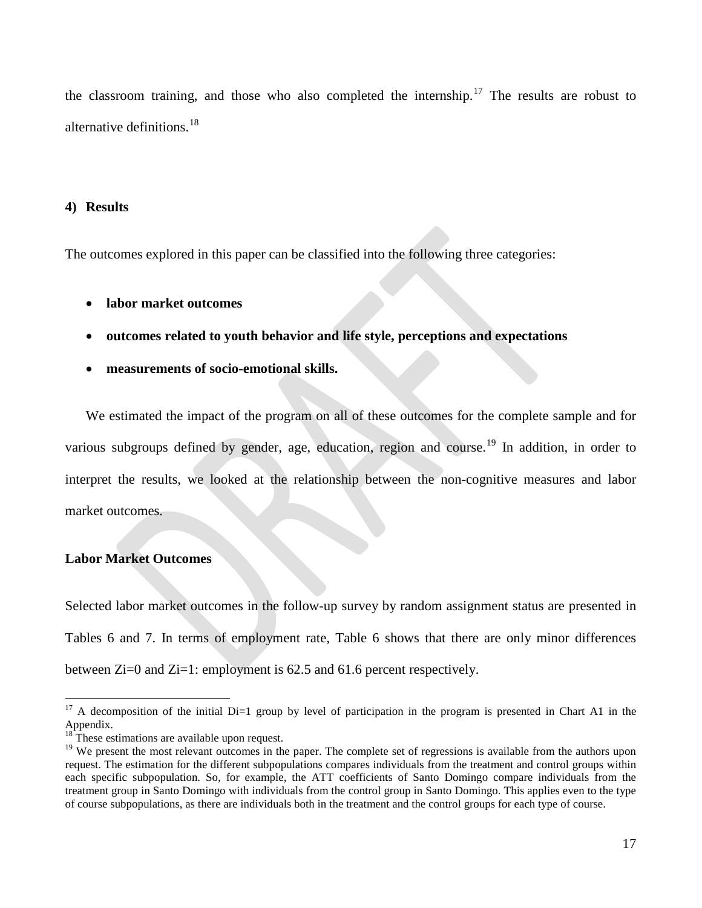the classroom training, and those who also completed the internship.[17] The results are robust to alternative definitions.[18]

## 4) Results

The outcomes explored in this paper can be classified into the following three categories:

- **labor market outcomes**
- **outcomes related to youth behavior and life style, perceptions and expectations**
- **measurements of socio-emotional skills.**

We estimated the impact of the program on all of these outcomes for the complete sample and for various subgroups defined by gender, age, education, region and course.[19] In addition, in order to interpret the results, we looked at the relationship between the non-cognitive measures and labor market outcomes.

### Labor Market Outcomes

Selected labor market outcomes in the follow-up survey by random assignment status are presented in Tables 6 and 7. In terms of employment rate, Table 6 shows that there are only minor differences between $Z_i=0$ and $Z_i=1$: employment is 62.5 and 61.6 percent respectively.

---

[17] A decomposition of the initial $D_i=1$ group by level of participation in the program is presented in Chart A1 in the Appendix.

[18] These estimations are available upon request.

[19] We present the most relevant outcomes in the paper. The complete set of regressions is available from the authors upon request. The estimation for the different subpopulations compares individuals from the treatment and control groups within each specific subpopulation. So, for example, the ATT coefficients of Santo Domingo compare individuals from the treatment group in Santo Domingo with individuals from the control group in Santo Domingo. This applies even to the type of course subpopulations, as there are individuals both in the treatment and the control groups for each type of course.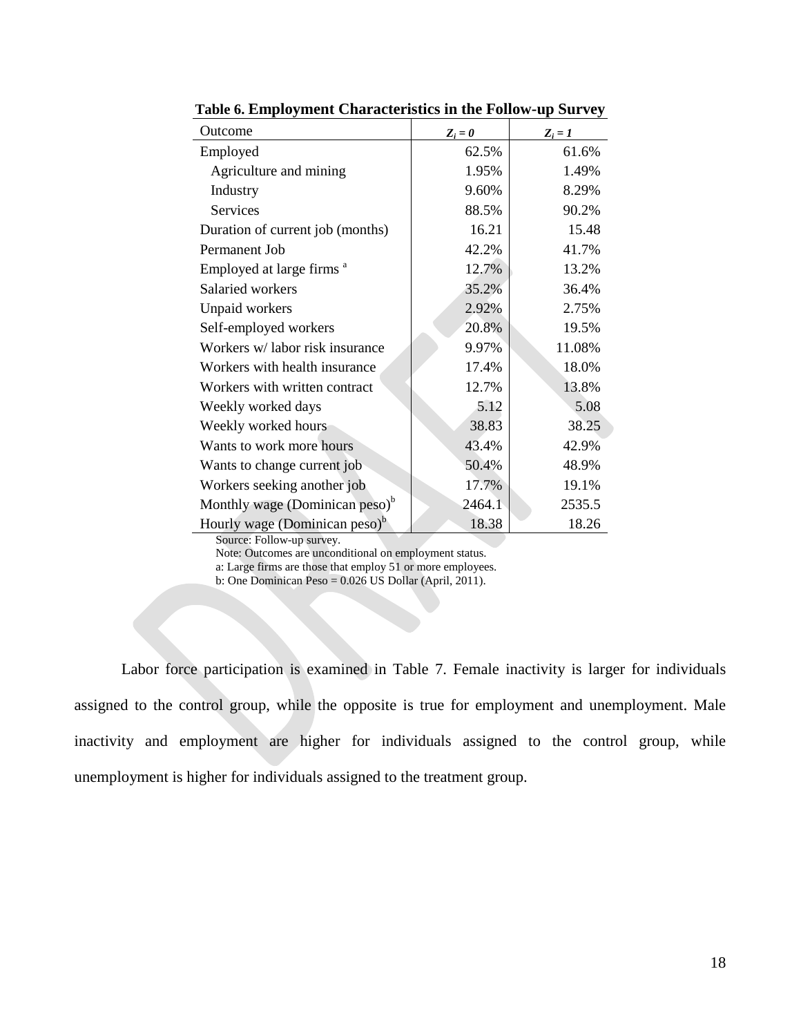**Table 6. Employment Characteristics in the Follow-up Survey**

| Outcome | $Z_i = 0$ | $Z_i = 1$ |
|---|---|---|
| Employed | 62.5% | 61.6% |
| Agriculture and mining | 1.95% | 1.49% |
| Industry | 9.60% | 8.29% |
| Services | 88.5% | 90.2% |
| Duration of current job (months) | 16.21 | 15.48 |
| Permanent Job | 42.2% | 41.7% |
| Employed at large firms [a] | 12.7% | 13.2% |
| Salaried workers | 35.2% | 36.4% |
| Unpaid workers | 2.92% | 2.75% |
| Self-employed workers | 20.8% | 19.5% |
| Workers w/ labor risk insurance | 9.97% | 11.08% |
| Workers with health insurance | 17.4% | 18.0% |
| Workers with written contract | 12.7% | 13.8% |
| Weekly worked days | 5.12 | 5.08 |
| Weekly worked hours | 38.83 | 38.25 |
| Wants to work more hours | 43.4% | 42.9% |
| Wants to change current job | 50.4% | 48.9% |
| Workers seeking another job | 17.7% | 19.1% |
| Monthly wage (Dominican peso)[b] | 2464.1 | 2535.5 |
| Hourly wage (Dominican peso)[b] | 18.38 | 18.26 |

Source: Follow-up survey.
Note: Outcomes are unconditional on employment status.
a: Large firms are those that employ 51 or more employees.
b: One Dominican Peso = 0.026 US Dollar (April, 2011).

Labor force participation is examined in Table 7. Female inactivity is larger for individuals assigned to the control group, while the opposite is true for employment and unemployment. Male inactivity and employment are higher for individuals assigned to the control group, while unemployment is higher for individuals assigned to the treatment group.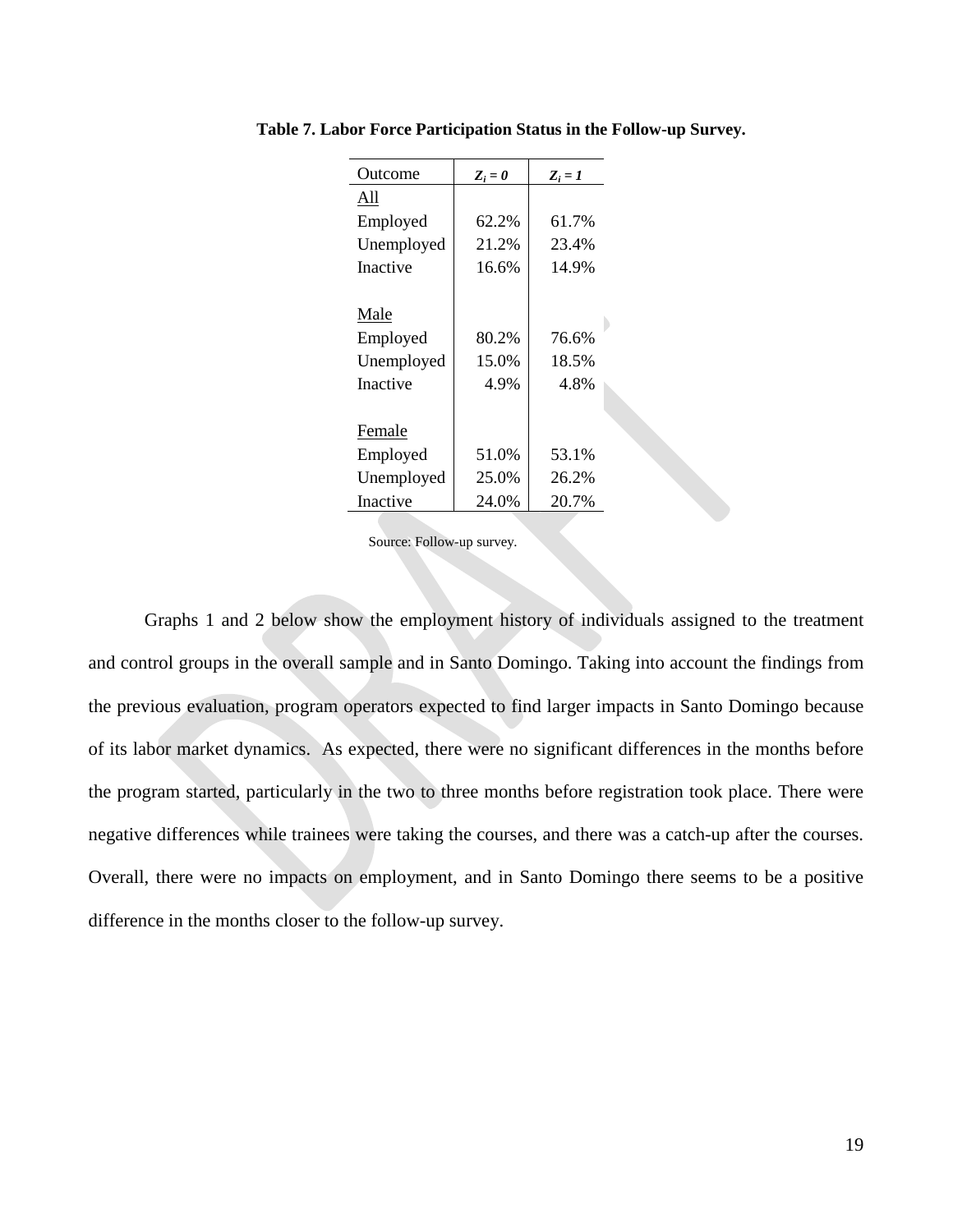**Table 7. Labor Force Participation Status in the Follow-up Survey.**

| Outcome | $Z_i = 0$ | $Z_i = 1$ |
|---|---|---|
| All | | |
| Employed | 62.2% | 61.7% |
| Unemployed | 21.2% | 23.4% |
| Inactive | 16.6% | 14.9% |
| | | |
| Male | | |
| Employed | 80.2% | 76.6% |
| Unemployed | 15.0% | 18.5% |
| Inactive | 4.9% | 4.8% |
| | | |
| Female | | |
| Employed | 51.0% | 53.1% |
| Unemployed | 25.0% | 26.2% |
| Inactive | 24.0% | 20.7% |

Source: Follow-up survey.

Graphs 1 and 2 below show the employment history of individuals assigned to the treatment and control groups in the overall sample and in Santo Domingo. Taking into account the findings from the previous evaluation, program operators expected to find larger impacts in Santo Domingo because of its labor market dynamics. As expected, there were no significant differences in the months before the program started, particularly in the two to three months before registration took place. There were negative differences while trainees were taking the courses, and there was a catch-up after the courses. Overall, there were no impacts on employment, and in Santo Domingo there seems to be a positive difference in the months closer to the follow-up survey.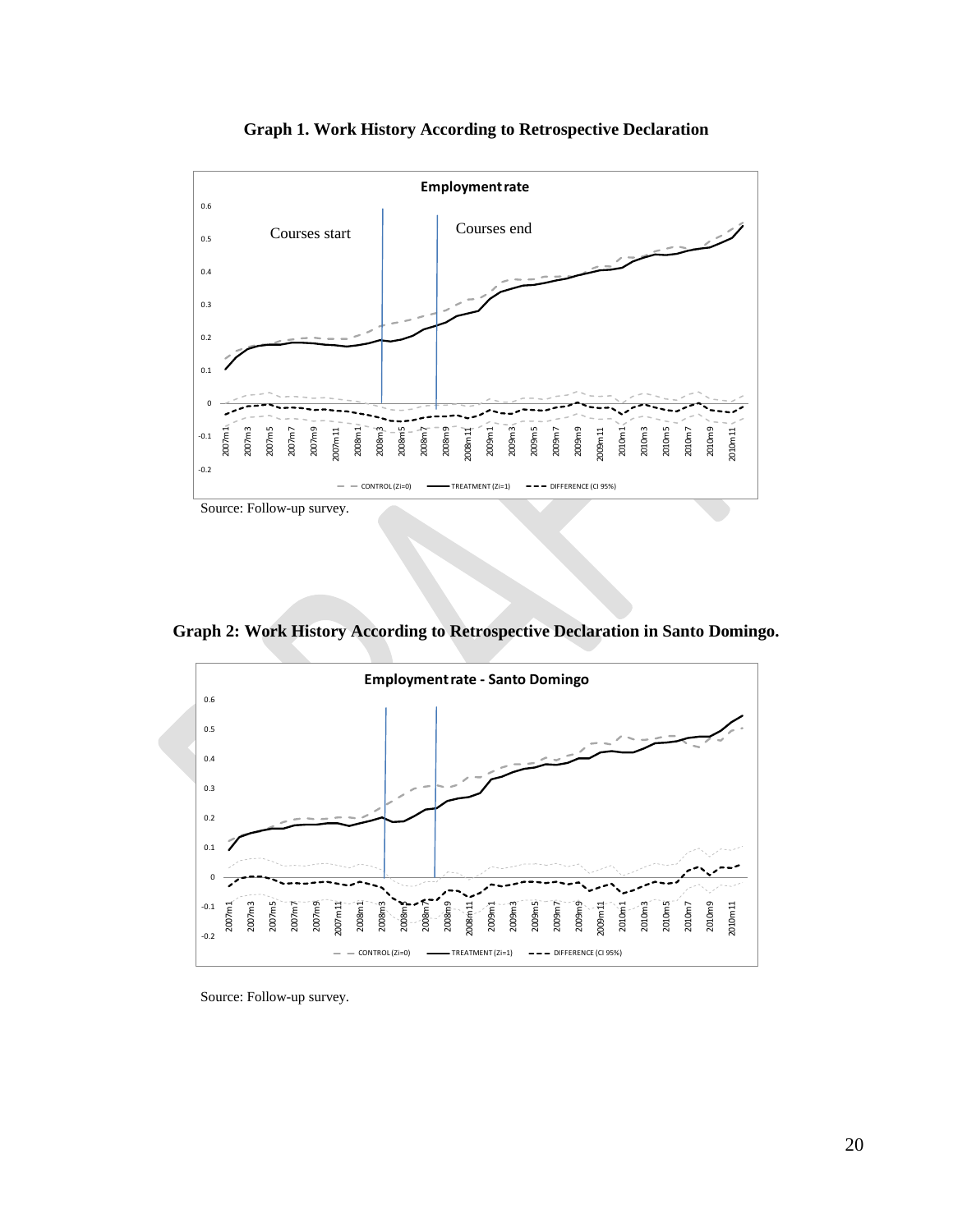**Graph 1. Work History According to Retrospective Declaration**

Source: Follow-up survey.

**Graph 2: Work History According to Retrospective Declaration in Santo Domingo.**

Source: Follow-up survey.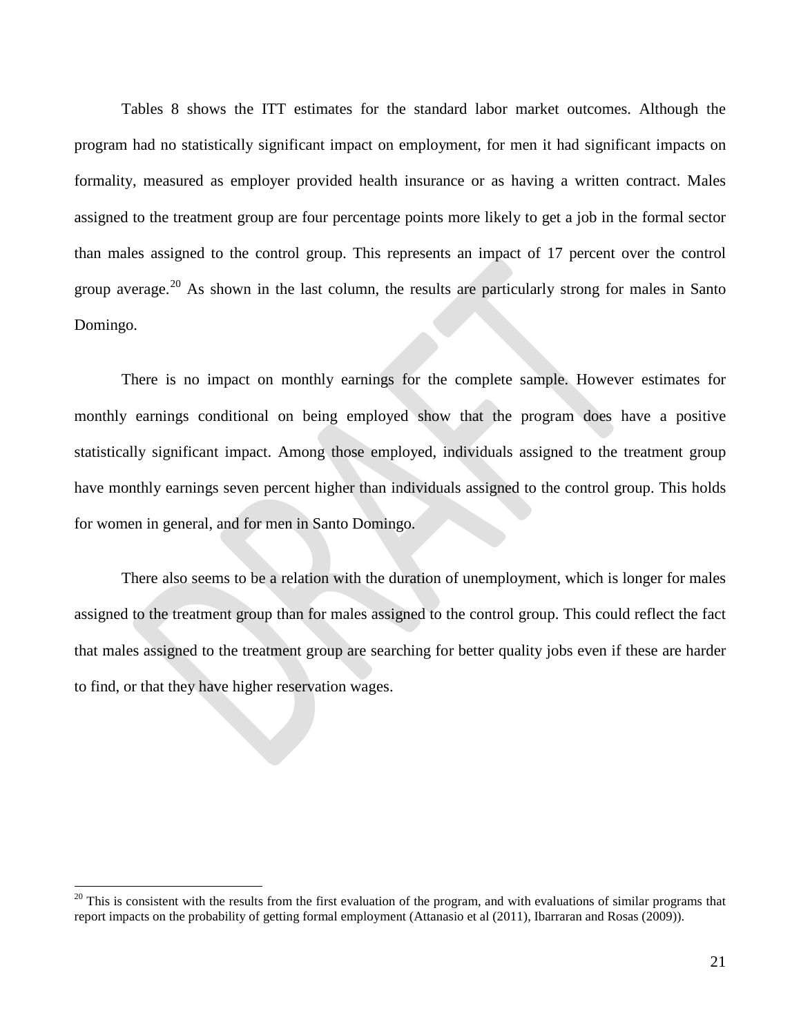Tables 8 shows the ITT estimates for the standard labor market outcomes. Although the program had no statistically significant impact on employment, for men it had significant impacts on formality, measured as employer provided health insurance or as having a written contract. Males assigned to the treatment group are four percentage points more likely to get a job in the formal sector than males assigned to the control group. This represents an impact of 17 percent over the control group average.[20] As shown in the last column, the results are particularly strong for males in Santo Domingo.

There is no impact on monthly earnings for the complete sample. However estimates for monthly earnings conditional on being employed show that the program does have a positive statistically significant impact. Among those employed, individuals assigned to the treatment group have monthly earnings seven percent higher than individuals assigned to the control group. This holds for women in general, and for men in Santo Domingo.

There also seems to be a relation with the duration of unemployment, which is longer for males assigned to the treatment group than for males assigned to the control group. This could reflect the fact that males assigned to the treatment group are searching for better quality jobs even if these are harder to find, or that they have higher reservation wages.

---

[20] This is consistent with the results from the first evaluation of the program, and with evaluations of similar programs that report impacts on the probability of getting formal employment (Attanasio et al (2011), Ibarraran and Rosas (2009)).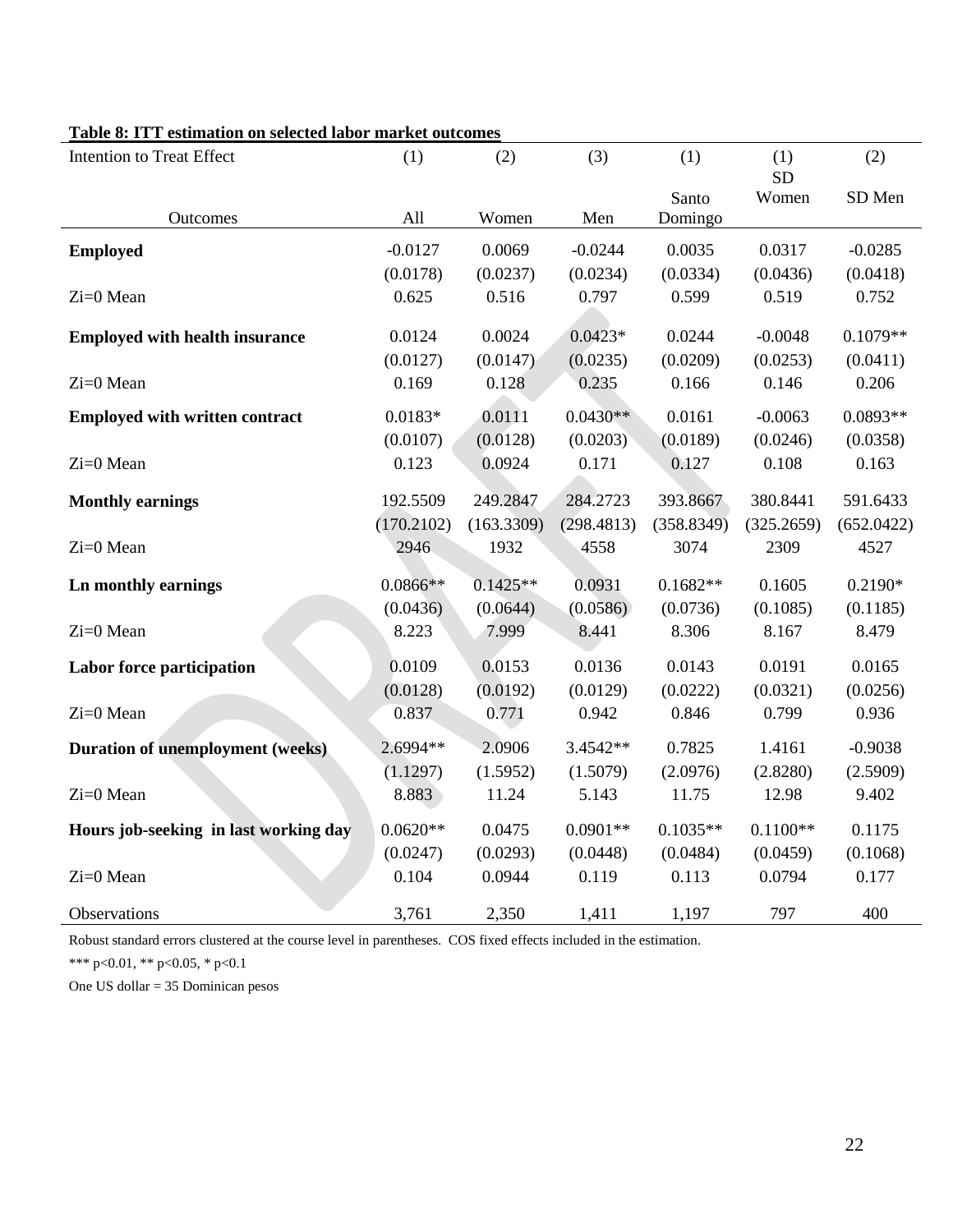**Table 8: ITT estimation on selected labor market outcomes**

| Intention to Treat Effect | (1) | (2) | (3) | (1) | (1) | (2) |
|---|---|---|---|---|---|---|
| Outcomes | All | Women | Men | Santo Domingo | SD Women | SD Men |
| **Employed** | -0.0127 | 0.0069 | -0.0244 | 0.0035 | 0.0317 | -0.0285 |
| | (0.0178) | (0.0237) | (0.0234) | (0.0334) | (0.0436) | (0.0418) |
| Zi=0 Mean | 0.625 | 0.516 | 0.797 | 0.599 | 0.519 | 0.752 |
| **Employed with health insurance** | 0.0124 | 0.0024 | 0.0423* | 0.0244 | -0.0048 | 0.1079** |
| | (0.0127) | (0.0147) | (0.0235) | (0.0209) | (0.0253) | (0.0411) |
| Zi=0 Mean | 0.169 | 0.128 | 0.235 | 0.166 | 0.146 | 0.206 |
| **Employed with written contract** | 0.0183* | 0.0111 | 0.0430** | 0.0161 | -0.0063 | 0.0893** |
| | (0.0107) | (0.0128) | (0.0203) | (0.0189) | (0.0246) | (0.0358) |
| Zi=0 Mean | 0.123 | 0.0924 | 0.171 | 0.127 | 0.108 | 0.163 |
| **Monthly earnings** | 192.5509 | 249.2847 | 284.2723 | 393.8667 | 380.8441 | 591.6433 |
| | (170.2102) | (163.3309) | (298.4813) | (358.8349) | (325.2659) | (652.0422) |
| Zi=0 Mean | 2946 | 1932 | 4558 | 3074 | 2309 | 4527 |
| **Ln monthly earnings** | 0.0866** | 0.1425** | 0.0931 | 0.1682** | 0.1605 | 0.2190* |
| | (0.0436) | (0.0644) | (0.0586) | (0.0736) | (0.1085) | (0.1185) |
| Zi=0 Mean | 8.223 | 7.999 | 8.441 | 8.306 | 8.167 | 8.479 |
| **Labor force participation** | 0.0109 | 0.0153 | 0.0136 | 0.0143 | 0.0191 | 0.0165 |
| | (0.0128) | (0.0192) | (0.0129) | (0.0222) | (0.0321) | (0.0256) |
| Zi=0 Mean | 0.837 | 0.771 | 0.942 | 0.846 | 0.799 | 0.936 |
| **Duration of unemployment (weeks)** | 2.6994** | 2.0906 | 3.4542** | 0.7825 | 1.4161 | -0.9038 |
| | (1.1297) | (1.5952) | (1.5079) | (2.0976) | (2.8280) | (2.5909) |
| Zi=0 Mean | 8.883 | 11.24 | 5.143 | 11.75 | 12.98 | 9.402 |
| **Hours job-seeking in last working day** | 0.0620** | 0.0475 | 0.0901** | 0.1035** | 0.1100** | 0.1175 |
| | (0.0247) | (0.0293) | (0.0448) | (0.0484) | (0.0459) | (0.1068) |
| Zi=0 Mean | 0.104 | 0.0944 | 0.119 | 0.113 | 0.0794 | 0.177 |
| Observations | 3,761 | 2,350 | 1,411 | 1,197 | 797 | 400 |

Robust standard errors clustered at the course level in parentheses. COS fixed effects included in the estimation.

*** p<0.01, ** p<0.05, * p<0.1

One US dollar = 35 Dominican pesos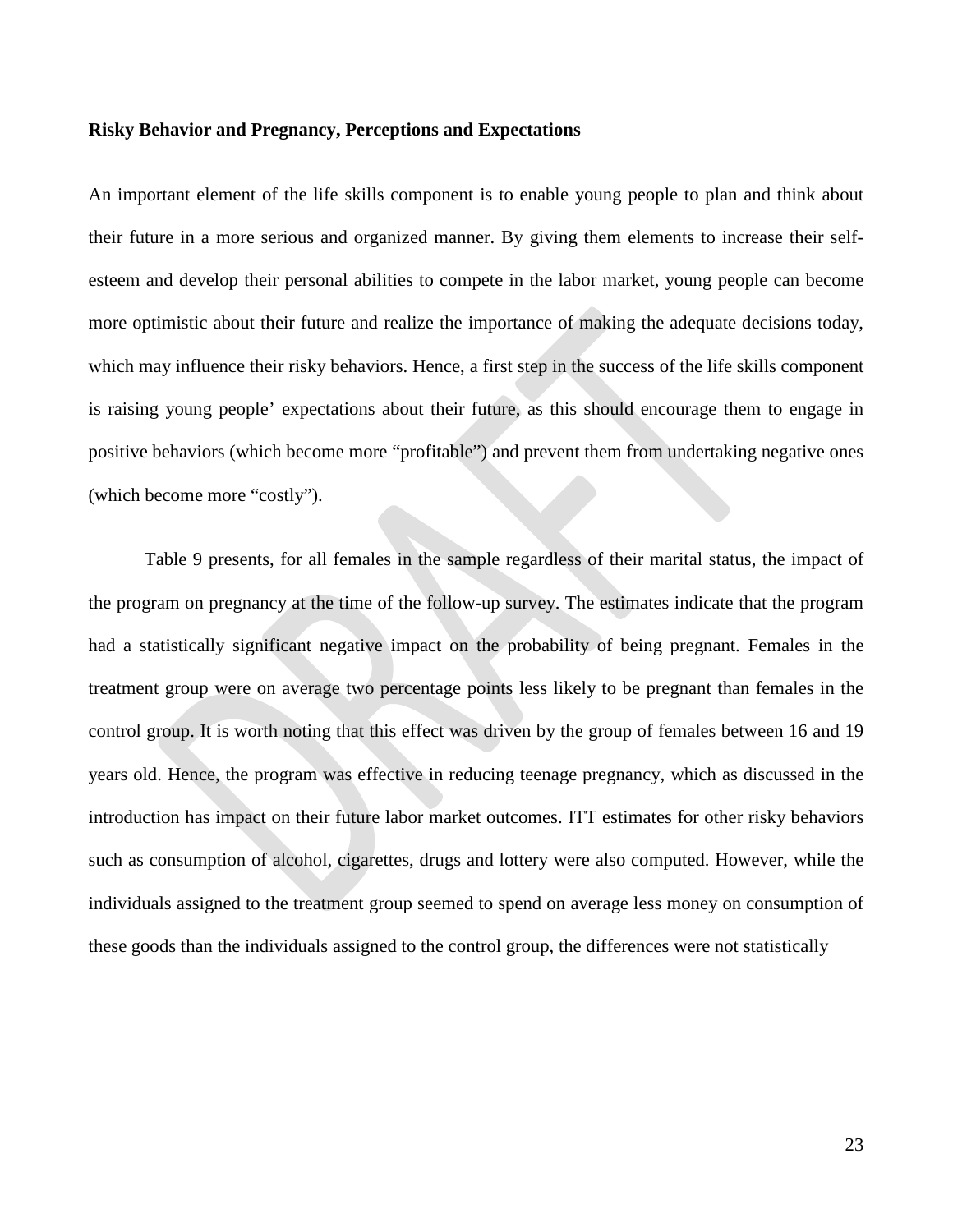**Risky Behavior and Pregnancy, Perceptions and Expectations**

An important element of the life skills component is to enable young people to plan and think about their future in a more serious and organized manner. By giving them elements to increase their self-esteem and develop their personal abilities to compete in the labor market, young people can become more optimistic about their future and realize the importance of making the adequate decisions today, which may influence their risky behaviors. Hence, a first step in the success of the life skills component is raising young people' expectations about their future, as this should encourage them to engage in positive behaviors (which become more "profitable") and prevent them from undertaking negative ones (which become more "costly").

Table 9 presents, for all females in the sample regardless of their marital status, the impact of the program on pregnancy at the time of the follow-up survey. The estimates indicate that the program had a statistically significant negative impact on the probability of being pregnant. Females in the treatment group were on average two percentage points less likely to be pregnant than females in the control group. It is worth noting that this effect was driven by the group of females between 16 and 19 years old. Hence, the program was effective in reducing teenage pregnancy, which as discussed in the introduction has impact on their future labor market outcomes. ITT estimates for other risky behaviors such as consumption of alcohol, cigarettes, drugs and lottery were also computed. However, while the individuals assigned to the treatment group seemed to spend on average less money on consumption of these goods than the individuals assigned to the control group, the differences were not statistically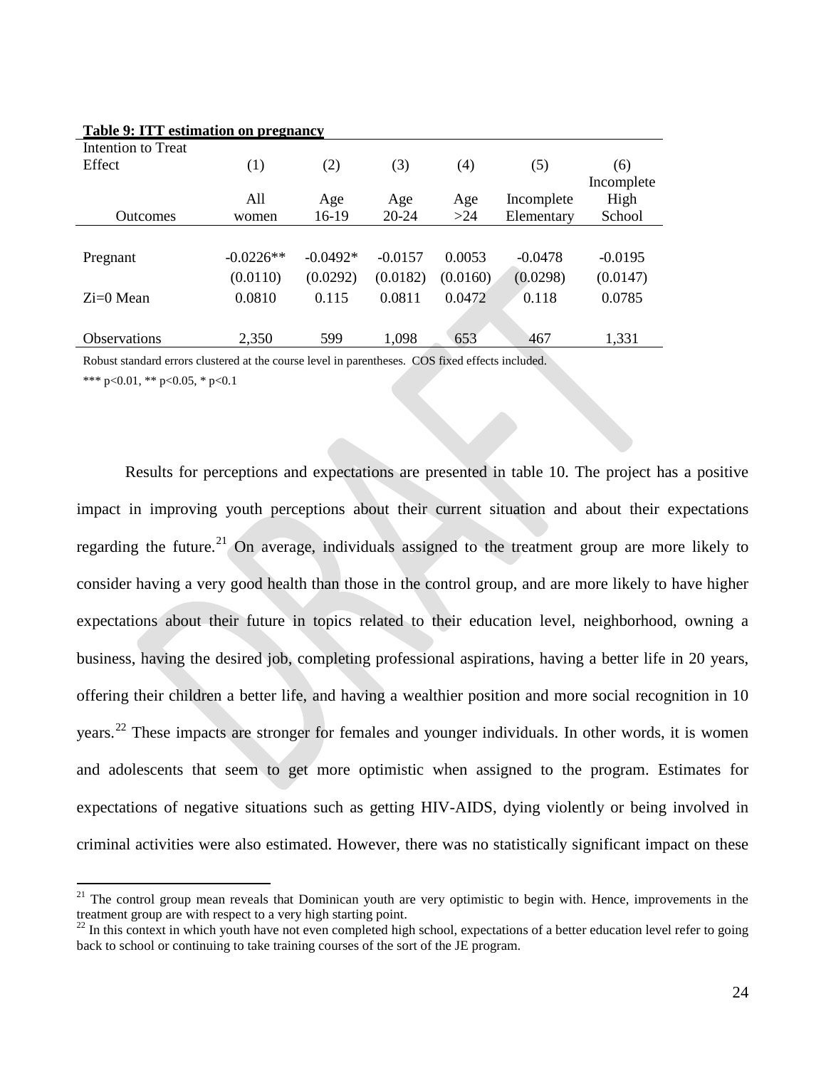**Table 9: ITT estimation on pregnancy**

| Intention to Treat Effect | (1) | (2) | (3) | (4) | (5) | (6) |
|---|---|---|---|---|---|---|
| Outcomes | All women | Age 16-19 | Age 20-24 | Age >24 | Incomplete Elementary | Incomplete High School |
| Pregnant | -0.0226** | -0.0492* | -0.0157 | 0.0053 | -0.0478 | -0.0195 |
| | (0.0110) | (0.0292) | (0.0182) | (0.0160) | (0.0298) | (0.0147) |
| Zi=0 Mean | 0.0810 | 0.115 | 0.0811 | 0.0472 | 0.118 | 0.0785 |
| Observations | 2,350 | 599 | 1,098 | 653 | 467 | 1,331 |

Robust standard errors clustered at the course level in parentheses. COS fixed effects included.

*** p<0.01, ** p<0.05, * p<0.1

Results for perceptions and expectations are presented in table 10. The project has a positive impact in improving youth perceptions about their current situation and about their expectations regarding the future.[21] On average, individuals assigned to the treatment group are more likely to consider having a very good health than those in the control group, and are more likely to have higher expectations about their future in topics related to their education level, neighborhood, owning a business, having the desired job, completing professional aspirations, having a better life in 20 years, offering their children a better life, and having a wealthier position and more social recognition in 10 years.[22] These impacts are stronger for females and younger individuals. In other words, it is women and adolescents that seem to get more optimistic when assigned to the program. Estimates for expectations of negative situations such as getting HIV-AIDS, dying violently or being involved in criminal activities were also estimated. However, there was no statistically significant impact on these

[21] The control group mean reveals that Dominican youth are very optimistic to begin with. Hence, improvements in the treatment group are with respect to a very high starting point.

[22] In this context in which youth have not even completed high school, expectations of a better education level refer to going back to school or continuing to take training courses of the sort of the JE program.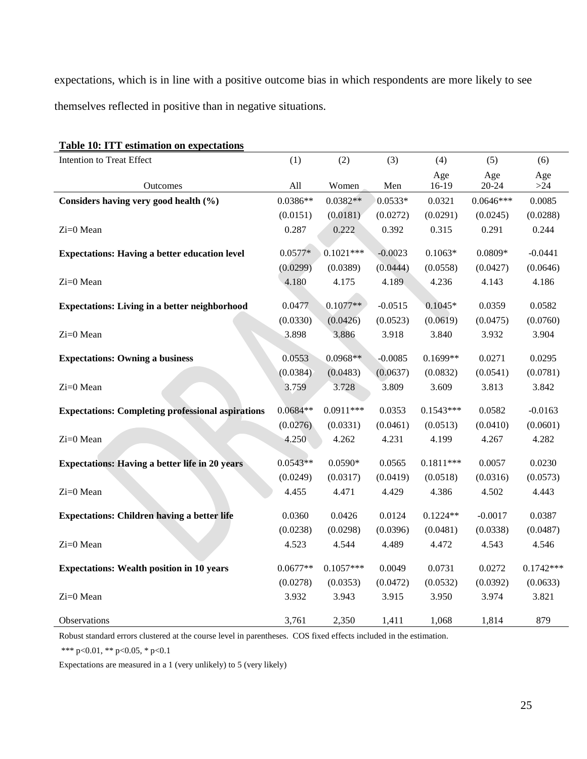expectations, which is in line with a positive outcome bias in which respondents are more likely to see themselves reflected in positive than in negative situations.

**Table 10: ITT estimation on expectations**

| Intention to Treat Effect | (1) | (2) | (3) | (4) | (5) | (6) |
|---|---|---|---|---|---|---|
| Outcomes | All | Women | Men | Age 16-19 | Age 20-24 | Age >24 |
| **Considers having very good health (%)** | 0.0386** | 0.0382** | 0.0533* | 0.0321 | 0.0646*** | 0.0085 |
| | (0.0151) | (0.0181) | (0.0272) | (0.0291) | (0.0245) | (0.0288) |
| Zi=0 Mean | 0.287 | 0.222 | 0.392 | 0.315 | 0.291 | 0.244 |
| **Expectations: Having a better education level** | 0.0577* | 0.1021*** | -0.0023 | 0.1063* | 0.0809* | -0.0441 |
| | (0.0299) | (0.0389) | (0.0444) | (0.0558) | (0.0427) | (0.0646) |
| Zi=0 Mean | 4.180 | 4.175 | 4.189 | 4.236 | 4.143 | 4.186 |
| **Expectations: Living in a better neighborhood** | 0.0477 | 0.1077** | -0.0515 | 0.1045* | 0.0359 | 0.0582 |
| | (0.0330) | (0.0426) | (0.0523) | (0.0619) | (0.0475) | (0.0760) |
| Zi=0 Mean | 3.898 | 3.886 | 3.918 | 3.840 | 3.932 | 3.904 |
| **Expectations: Owning a business** | 0.0553 | 0.0968** | -0.0085 | 0.1699** | 0.0271 | 0.0295 |
| | (0.0384) | (0.0483) | (0.0637) | (0.0832) | (0.0541) | (0.0781) |
| Zi=0 Mean | 3.759 | 3.728 | 3.809 | 3.609 | 3.813 | 3.842 |
| **Expectations: Completing professional aspirations** | 0.0684** | 0.0911*** | 0.0353 | 0.1543*** | 0.0582 | -0.0163 |
| | (0.0276) | (0.0331) | (0.0461) | (0.0513) | (0.0410) | (0.0601) |
| Zi=0 Mean | 4.250 | 4.262 | 4.231 | 4.199 | 4.267 | 4.282 |
| **Expectations: Having a better life in 20 years** | 0.0543** | 0.0590* | 0.0565 | 0.1811*** | 0.0057 | 0.0230 |
| | (0.0249) | (0.0317) | (0.0419) | (0.0518) | (0.0316) | (0.0573) |
| Zi=0 Mean | 4.455 | 4.471 | 4.429 | 4.386 | 4.502 | 4.443 |
| **Expectations: Children having a better life** | 0.0360 | 0.0426 | 0.0124 | 0.1224** | -0.0017 | 0.0387 |
| | (0.0238) | (0.0298) | (0.0396) | (0.0481) | (0.0338) | (0.0487) |
| Zi=0 Mean | 4.523 | 4.544 | 4.489 | 4.472 | 4.543 | 4.546 |
| **Expectations: Wealth position in 10 years** | 0.0677** | 0.1057*** | 0.0049 | 0.0731 | 0.0272 | 0.1742*** |
| | (0.0278) | (0.0353) | (0.0472) | (0.0532) | (0.0392) | (0.0633) |
| Zi=0 Mean | 3.932 | 3.943 | 3.915 | 3.950 | 3.974 | 3.821 |
| Observations | 3,761 | 2,350 | 1,411 | 1,068 | 1,814 | 879 |

Robust standard errors clustered at the course level in parentheses. COS fixed effects included in the estimation.

*** p<0.01, ** p<0.05, * p<0.1

Expectations are measured in a 1 (very unlikely) to 5 (very likely)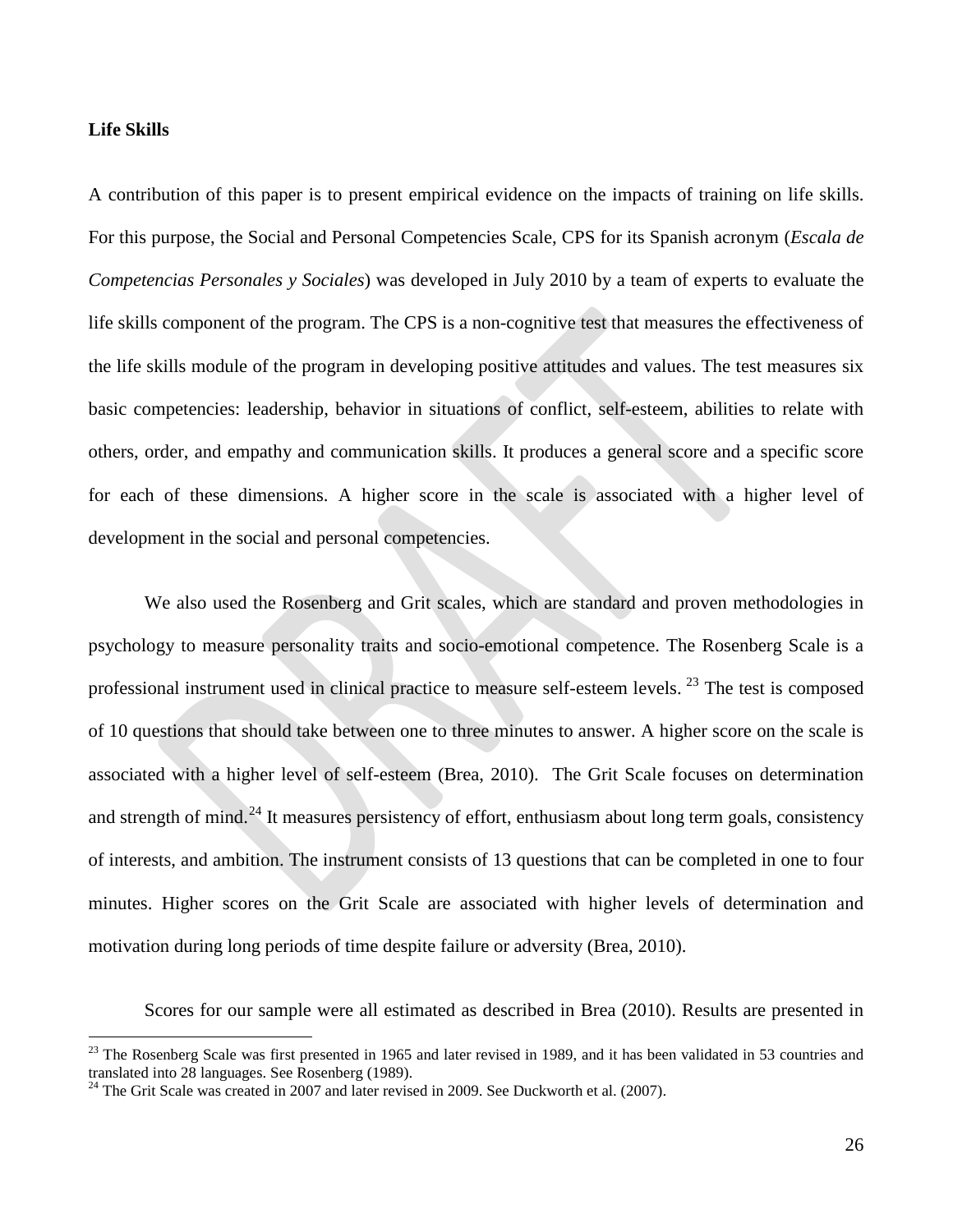**Life Skills**

A contribution of this paper is to present empirical evidence on the impacts of training on life skills. For this purpose, the Social and Personal Competencies Scale, CPS for its Spanish acronym (*Escala de Competencias Personales y Sociales*) was developed in July 2010 by a team of experts to evaluate the life skills component of the program. The CPS is a non-cognitive test that measures the effectiveness of the life skills module of the program in developing positive attitudes and values. The test measures six basic competencies: leadership, behavior in situations of conflict, self-esteem, abilities to relate with others, order, and empathy and communication skills. It produces a general score and a specific score for each of these dimensions. A higher score in the scale is associated with a higher level of development in the social and personal competencies.

We also used the Rosenberg and Grit scales, which are standard and proven methodologies in psychology to measure personality traits and socio-emotional competence. The Rosenberg Scale is a professional instrument used in clinical practice to measure self-esteem levels. [23] The test is composed of 10 questions that should take between one to three minutes to answer. A higher score on the scale is associated with a higher level of self-esteem (Brea, 2010). The Grit Scale focuses on determination and strength of mind.[24] It measures persistency of effort, enthusiasm about long term goals, consistency of interests, and ambition. The instrument consists of 13 questions that can be completed in one to four minutes. Higher scores on the Grit Scale are associated with higher levels of determination and motivation during long periods of time despite failure or adversity (Brea, 2010).

Scores for our sample were all estimated as described in Brea (2010). Results are presented in

---

[23] The Rosenberg Scale was first presented in 1965 and later revised in 1989, and it has been validated in 53 countries and translated into 28 languages. See Rosenberg (1989).

[24] The Grit Scale was created in 2007 and later revised in 2009. See Duckworth et al. (2007).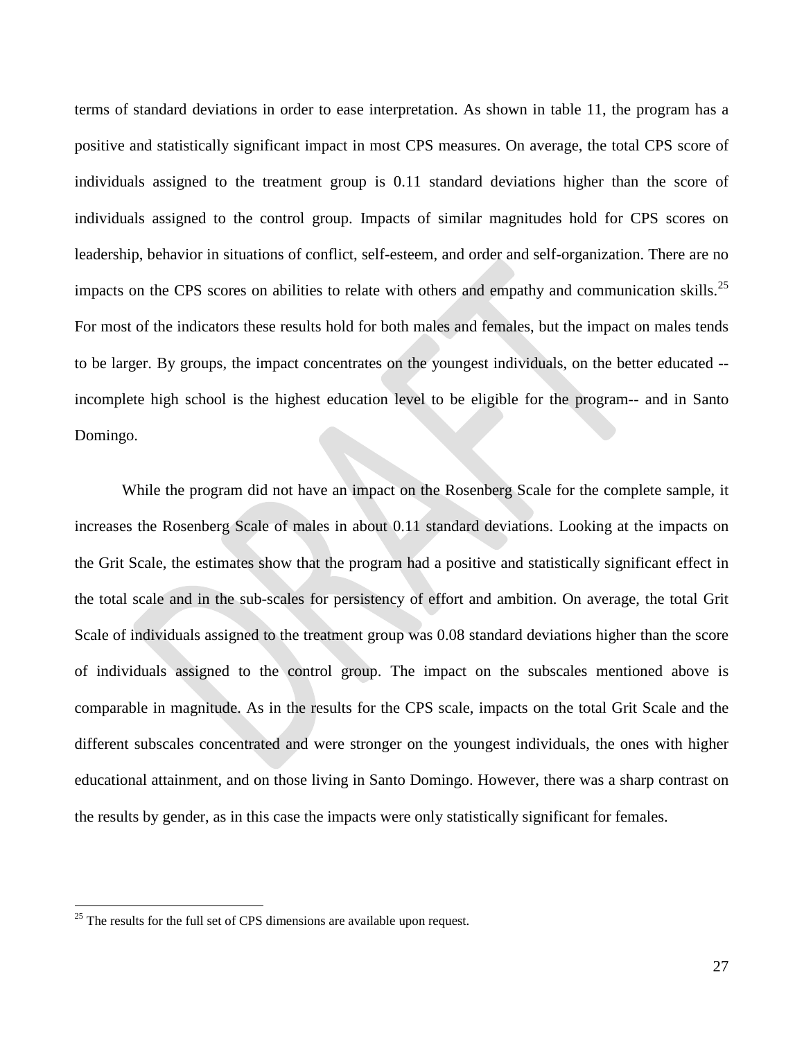terms of standard deviations in order to ease interpretation. As shown in table 11, the program has a positive and statistically significant impact in most CPS measures. On average, the total CPS score of individuals assigned to the treatment group is 0.11 standard deviations higher than the score of individuals assigned to the control group. Impacts of similar magnitudes hold for CPS scores on leadership, behavior in situations of conflict, self-esteem, and order and self-organization. There are no impacts on the CPS scores on abilities to relate with others and empathy and communication skills.[25] For most of the indicators these results hold for both males and females, but the impact on males tends to be larger. By groups, the impact concentrates on the youngest individuals, on the better educated --incomplete high school is the highest education level to be eligible for the program-- and in Santo Domingo.

While the program did not have an impact on the Rosenberg Scale for the complete sample, it increases the Rosenberg Scale of males in about 0.11 standard deviations. Looking at the impacts on the Grit Scale, the estimates show that the program had a positive and statistically significant effect in the total scale and in the sub-scales for persistency of effort and ambition. On average, the total Grit Scale of individuals assigned to the treatment group was 0.08 standard deviations higher than the score of individuals assigned to the control group. The impact on the subscales mentioned above is comparable in magnitude. As in the results for the CPS scale, impacts on the total Grit Scale and the different subscales concentrated and were stronger on the youngest individuals, the ones with higher educational attainment, and on those living in Santo Domingo. However, there was a sharp contrast on the results by gender, as in this case the impacts were only statistically significant for females.

[25] The results for the full set of CPS dimensions are available upon request.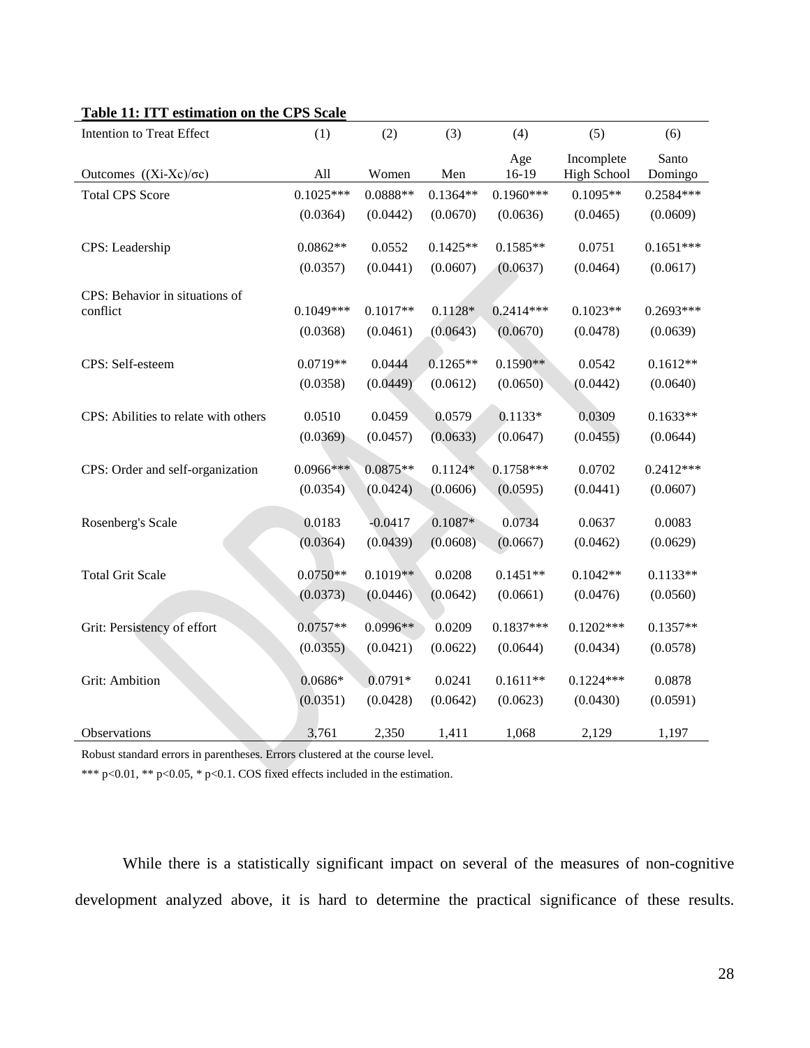**Table 11: ITT estimation on the CPS Scale**

| Intention to Treat Effect | (1) | (2) | (3) | (4) | (5) | (6) |
|---|---|---|---|---|---|---|
| Outcomes $((X_i-X_c)/\sigma_c)$ | All | Women | Men | Age 16-19 | Incomplete High School | Santo Domingo |
| Total CPS Score | 0.1025*** | 0.0888** | 0.1364** | 0.1960*** | 0.1095** | 0.2584*** |
| | (0.0364) | (0.0442) | (0.0670) | (0.0636) | (0.0465) | (0.0609) |
| CPS: Leadership | 0.0862** | 0.0552 | 0.1425** | 0.1585** | 0.0751 | 0.1651*** |
| | (0.0357) | (0.0441) | (0.0607) | (0.0637) | (0.0464) | (0.0617) |
| CPS: Behavior in situations of conflict | 0.1049*** | 0.1017** | 0.1128* | 0.2414*** | 0.1023** | 0.2693*** |
| | (0.0368) | (0.0461) | (0.0643) | (0.0670) | (0.0478) | (0.0639) |
| CPS: Self-esteem | 0.0719** | 0.0444 | 0.1265** | 0.1590** | 0.0542 | 0.1612** |
| | (0.0358) | (0.0449) | (0.0612) | (0.0650) | (0.0442) | (0.0640) |
| CPS: Abilities to relate with others | 0.0510 | 0.0459 | 0.0579 | 0.1133* | 0.0309 | 0.1633** |
| | (0.0369) | (0.0457) | (0.0633) | (0.0647) | (0.0455) | (0.0644) |
| CPS: Order and self-organization | 0.0966*** | 0.0875** | 0.1124* | 0.1758*** | 0.0702 | 0.2412*** |
| | (0.0354) | (0.0424) | (0.0606) | (0.0595) | (0.0441) | (0.0607) |
| Rosenberg's Scale | 0.0183 | -0.0417 | 0.1087* | 0.0734 | 0.0637 | 0.0083 |
| | (0.0364) | (0.0439) | (0.0608) | (0.0667) | (0.0462) | (0.0629) |
| Total Grit Scale | 0.0750** | 0.1019** | 0.0208 | 0.1451** | 0.1042** | 0.1133** |
| | (0.0373) | (0.0446) | (0.0642) | (0.0661) | (0.0476) | (0.0560) |
| Grit: Persistency of effort | 0.0757** | 0.0996** | 0.0209 | 0.1837*** | 0.1202*** | 0.1357** |
| | (0.0355) | (0.0421) | (0.0622) | (0.0644) | (0.0434) | (0.0578) |
| Grit: Ambition | 0.0686* | 0.0791* | 0.0241 | 0.1611** | 0.1224*** | 0.0878 |
| | (0.0351) | (0.0428) | (0.0642) | (0.0623) | (0.0430) | (0.0591) |
| Observations | 3,761 | 2,350 | 1,411 | 1,068 | 2,129 | 1,197 |

Robust standard errors in parentheses. Errors clustered at the course level.

*** p<0.01, ** p<0.05, * p<0.1. COS fixed effects included in the estimation.

While there is a statistically significant impact on several of the measures of non-cognitive development analyzed above, it is hard to determine the practical significance of these results.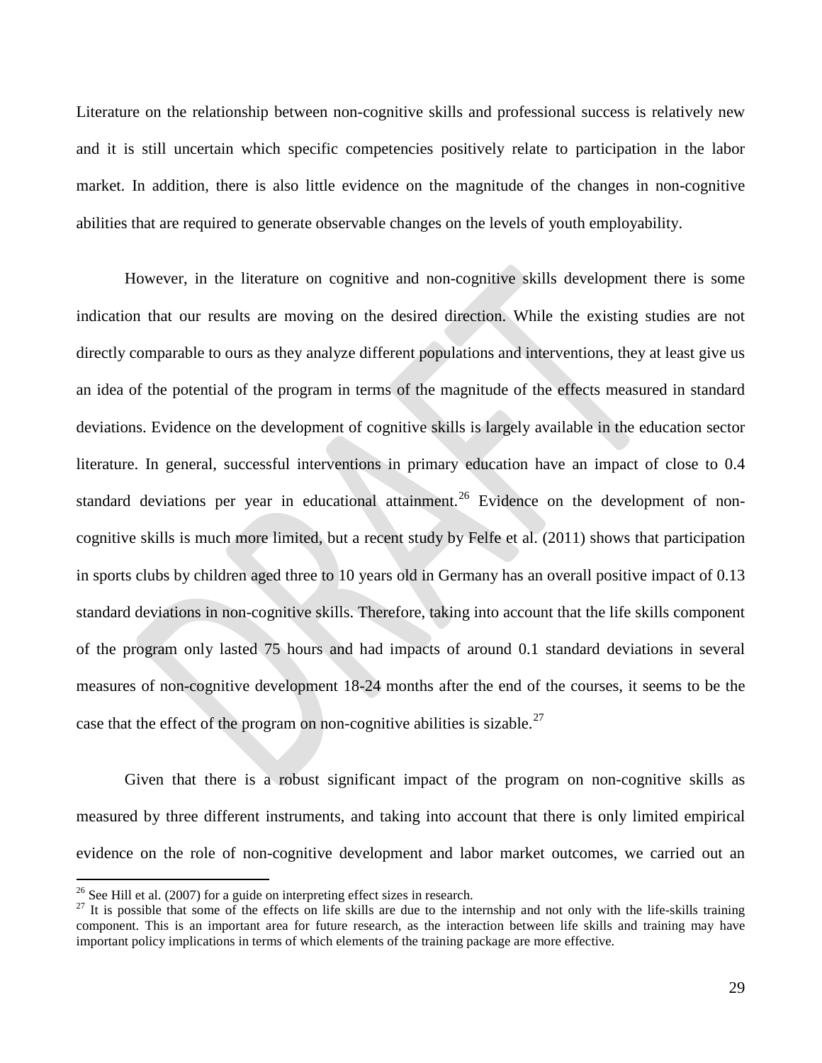Literature on the relationship between non-cognitive skills and professional success is relatively new and it is still uncertain which specific competencies positively relate to participation in the labor market. In addition, there is also little evidence on the magnitude of the changes in non-cognitive abilities that are required to generate observable changes on the levels of youth employability.

However, in the literature on cognitive and non-cognitive skills development there is some indication that our results are moving on the desired direction. While the existing studies are not directly comparable to ours as they analyze different populations and interventions, they at least give us an idea of the potential of the program in terms of the magnitude of the effects measured in standard deviations. Evidence on the development of cognitive skills is largely available in the education sector literature. In general, successful interventions in primary education have an impact of close to 0.4 standard deviations per year in educational attainment.[26] Evidence on the development of non-cognitive skills is much more limited, but a recent study by Felfe et al. (2011) shows that participation in sports clubs by children aged three to 10 years old in Germany has an overall positive impact of 0.13 standard deviations in non-cognitive skills. Therefore, taking into account that the life skills component of the program only lasted 75 hours and had impacts of around 0.1 standard deviations in several measures of non-cognitive development 18-24 months after the end of the courses, it seems to be the case that the effect of the program on non-cognitive abilities is sizable.[27]

Given that there is a robust significant impact of the program on non-cognitive skills as measured by three different instruments, and taking into account that there is only limited empirical evidence on the role of non-cognitive development and labor market outcomes, we carried out an

[26] See Hill et al. (2007) for a guide on interpreting effect sizes in research.

[27] It is possible that some of the effects on life skills are due to the internship and not only with the life-skills training component. This is an important area for future research, as the interaction between life skills and training may have important policy implications in terms of which elements of the training package are more effective.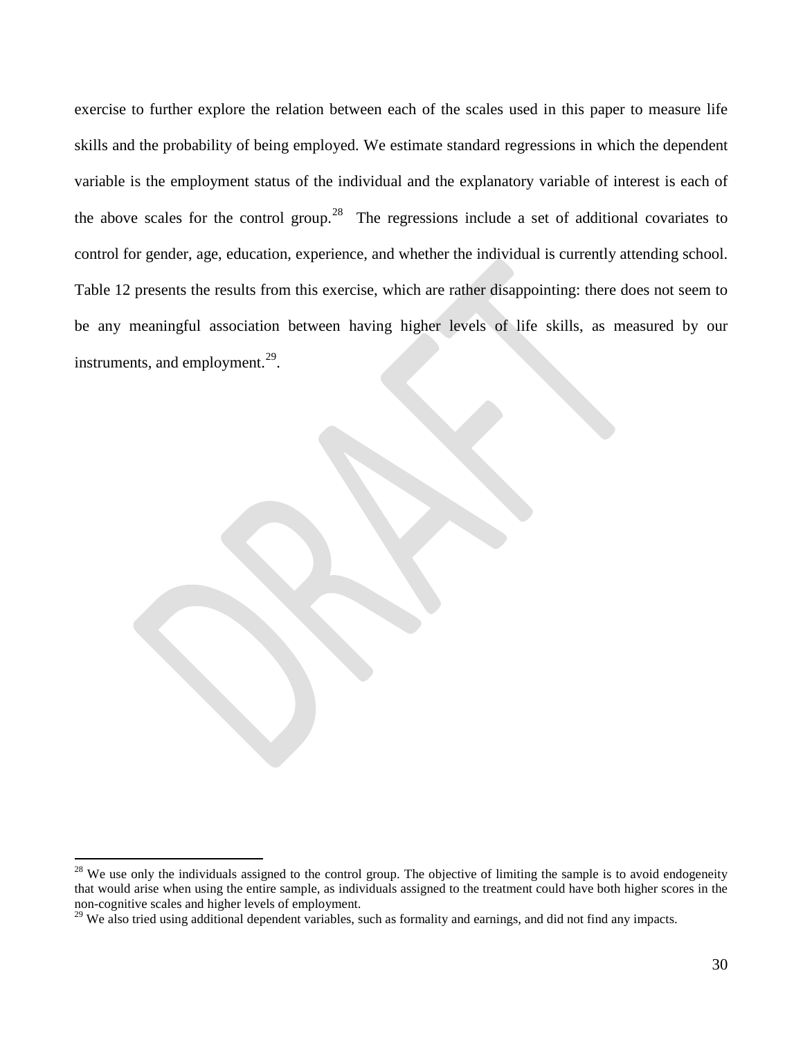exercise to further explore the relation between each of the scales used in this paper to measure life skills and the probability of being employed. We estimate standard regressions in which the dependent variable is the employment status of the individual and the explanatory variable of interest is each of the above scales for the control group.[28] The regressions include a set of additional covariates to control for gender, age, education, experience, and whether the individual is currently attending school. Table 12 presents the results from this exercise, which are rather disappointing: there does not seem to be any meaningful association between having higher levels of life skills, as measured by our instruments, and employment.[29].

---

[28] We use only the individuals assigned to the control group. The objective of limiting the sample is to avoid endogeneity that would arise when using the entire sample, as individuals assigned to the treatment could have both higher scores in the non-cognitive scales and higher levels of employment.

[29] We also tried using additional dependent variables, such as formality and earnings, and did not find any impacts.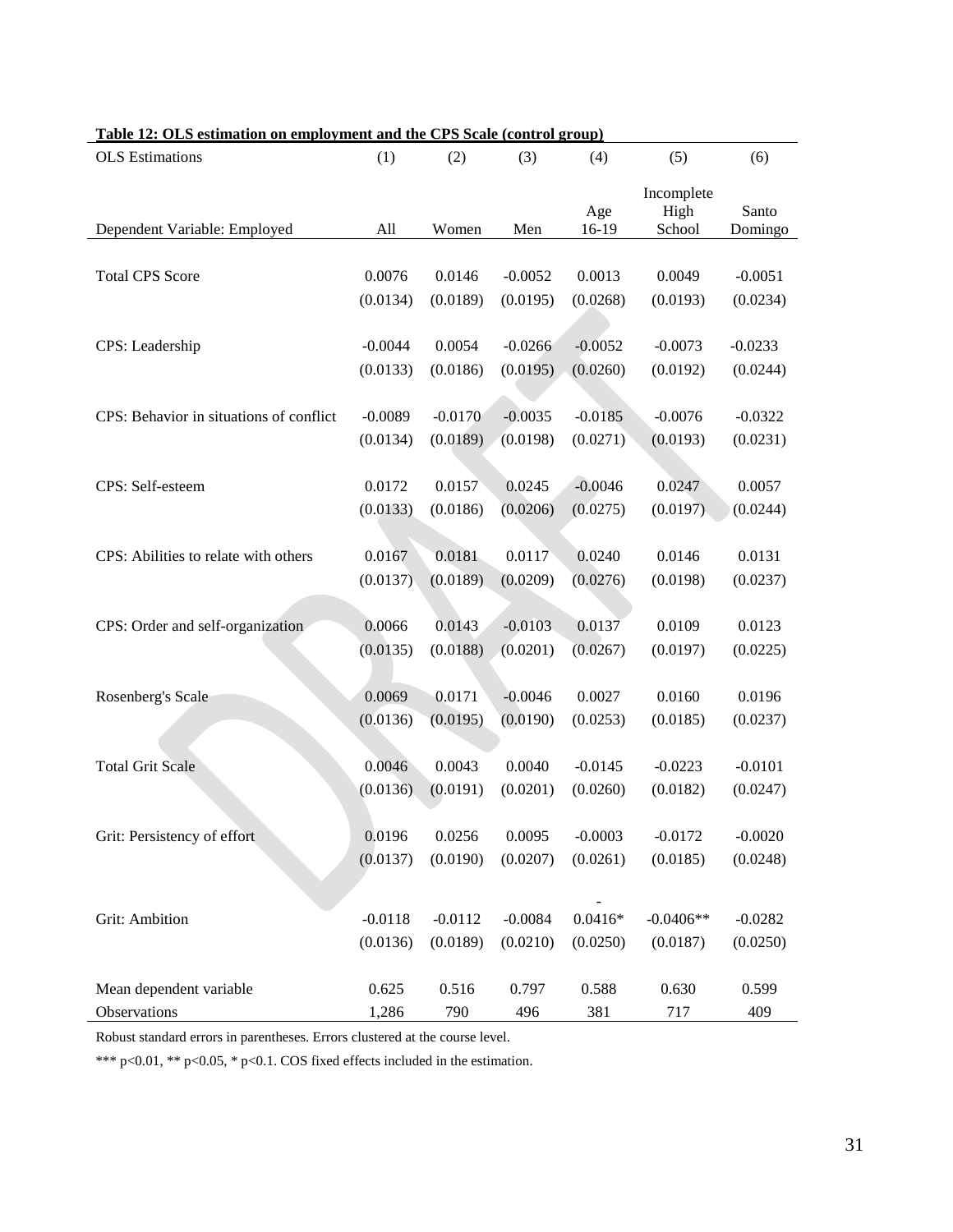**Table 12: OLS estimation on employment and the CPS Scale (control group)**

| OLS Estimations | (1) | (2) | (3) | (4) | (5) | (6) |
|---|---|---|---|---|---|---|
| Dependent Variable: Employed | All | Women | Men | Age 16-19 | Incomplete High School | Santo Domingo |
| Total CPS Score | 0.0076 | 0.0146 | -0.0052 | 0.0013 | 0.0049 | -0.0051 |
| | (0.0134) | (0.0189) | (0.0195) | (0.0268) | (0.0193) | (0.0234) |
| CPS: Leadership | -0.0044 | 0.0054 | -0.0266 | -0.0052 | -0.0073 | -0.0233 |
| | (0.0133) | (0.0186) | (0.0195) | (0.0260) | (0.0192) | (0.0244) |
| CPS: Behavior in situations of conflict | -0.0089 | -0.0170 | -0.0035 | -0.0185 | -0.0076 | -0.0322 |
| | (0.0134) | (0.0189) | (0.0198) | (0.0271) | (0.0193) | (0.0231) |
| CPS: Self-esteem | 0.0172 | 0.0157 | 0.0245 | -0.0046 | 0.0247 | 0.0057 |
| | (0.0133) | (0.0186) | (0.0206) | (0.0275) | (0.0197) | (0.0244) |
| CPS: Abilities to relate with others | 0.0167 | 0.0181 | 0.0117 | 0.0240 | 0.0146 | 0.0131 |
| | (0.0137) | (0.0189) | (0.0209) | (0.0276) | (0.0198) | (0.0237) |
| CPS: Order and self-organization | 0.0066 | 0.0143 | -0.0103 | 0.0137 | 0.0109 | 0.0123 |
| | (0.0135) | (0.0188) | (0.0201) | (0.0267) | (0.0197) | (0.0225) |
| Rosenberg's Scale | 0.0069 | 0.0171 | -0.0046 | 0.0027 | 0.0160 | 0.0196 |
| | (0.0136) | (0.0195) | (0.0190) | (0.0253) | (0.0185) | (0.0237) |
| Total Grit Scale | 0.0046 | 0.0043 | 0.0040 | -0.0145 | -0.0223 | -0.0101 |
| | (0.0136) | (0.0191) | (0.0201) | (0.0260) | (0.0182) | (0.0247) |
| Grit: Persistency of effort | 0.0196 | 0.0256 | 0.0095 | -0.0003 | -0.0172 | -0.0020 |
| | (0.0137) | (0.0190) | (0.0207) | (0.0261) | (0.0185) | (0.0248) |
| Grit: Ambition | -0.0118 | -0.0112 | -0.0084 | -0.0416* | -0.0406** | -0.0282 |
| | (0.0136) | (0.0189) | (0.0210) | (0.0250) | (0.0187) | (0.0250) |
| Mean dependent variable | 0.625 | 0.516 | 0.797 | 0.588 | 0.630 | 0.599 |
| Observations | 1,286 | 790 | 496 | 381 | 717 | 409 |

Robust standard errors in parentheses. Errors clustered at the course level.

*** p<0.01, ** p<0.05, * p<0.1. COS fixed effects included in the estimation.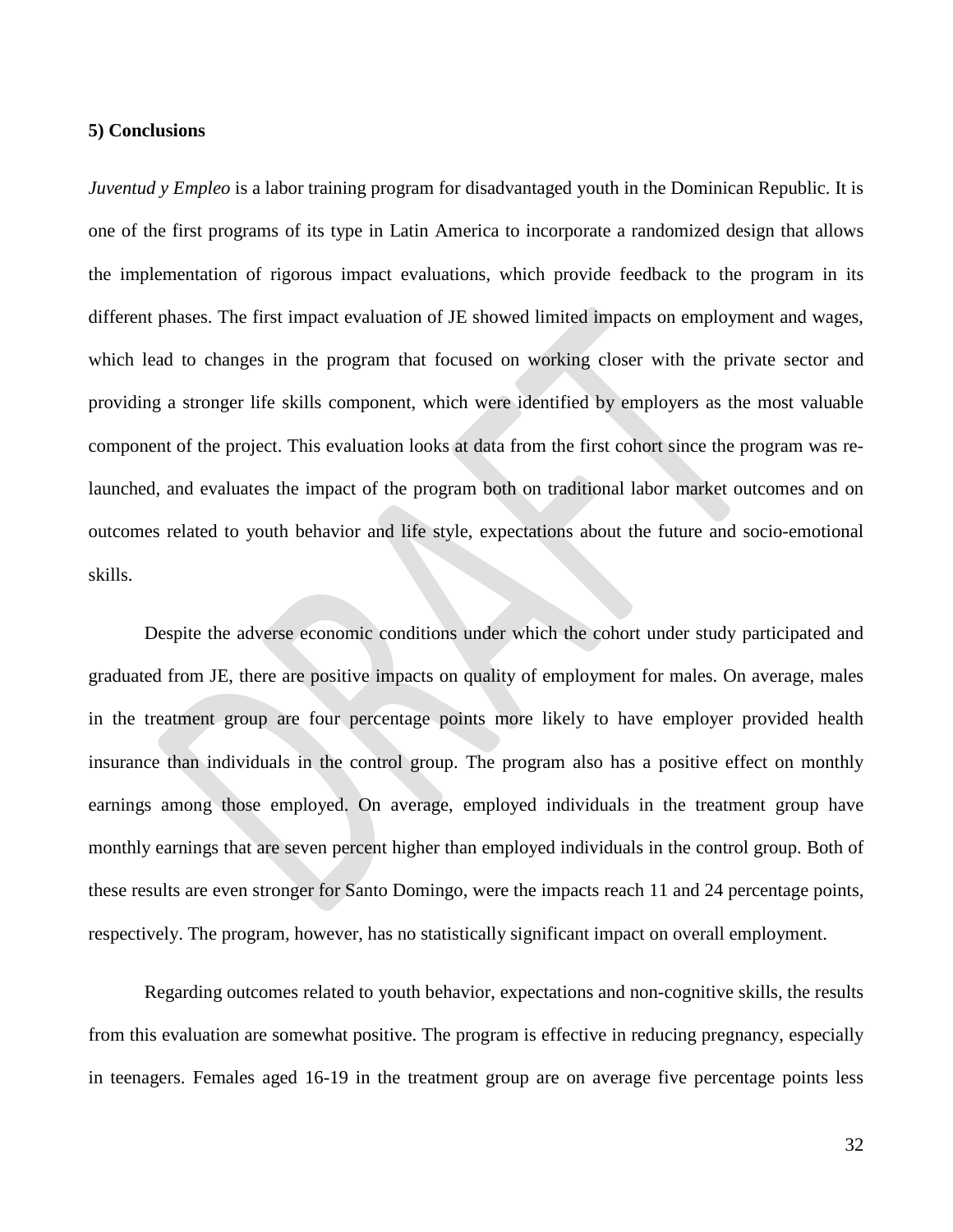## 5) Conclusions

*Juventud y Empleo* is a labor training program for disadvantaged youth in the Dominican Republic. It is one of the first programs of its type in Latin America to incorporate a randomized design that allows the implementation of rigorous impact evaluations, which provide feedback to the program in its different phases. The first impact evaluation of JE showed limited impacts on employment and wages, which lead to changes in the program that focused on working closer with the private sector and providing a stronger life skills component, which were identified by employers as the most valuable component of the project. This evaluation looks at data from the first cohort since the program was re-launched, and evaluates the impact of the program both on traditional labor market outcomes and on outcomes related to youth behavior and life style, expectations about the future and socio-emotional skills.

Despite the adverse economic conditions under which the cohort under study participated and graduated from JE, there are positive impacts on quality of employment for males. On average, males in the treatment group are four percentage points more likely to have employer provided health insurance than individuals in the control group. The program also has a positive effect on monthly earnings among those employed. On average, employed individuals in the treatment group have monthly earnings that are seven percent higher than employed individuals in the control group. Both of these results are even stronger for Santo Domingo, were the impacts reach 11 and 24 percentage points, respectively. The program, however, has no statistically significant impact on overall employment.

Regarding outcomes related to youth behavior, expectations and non-cognitive skills, the results from this evaluation are somewhat positive. The program is effective in reducing pregnancy, especially in teenagers. Females aged 16-19 in the treatment group are on average five percentage points less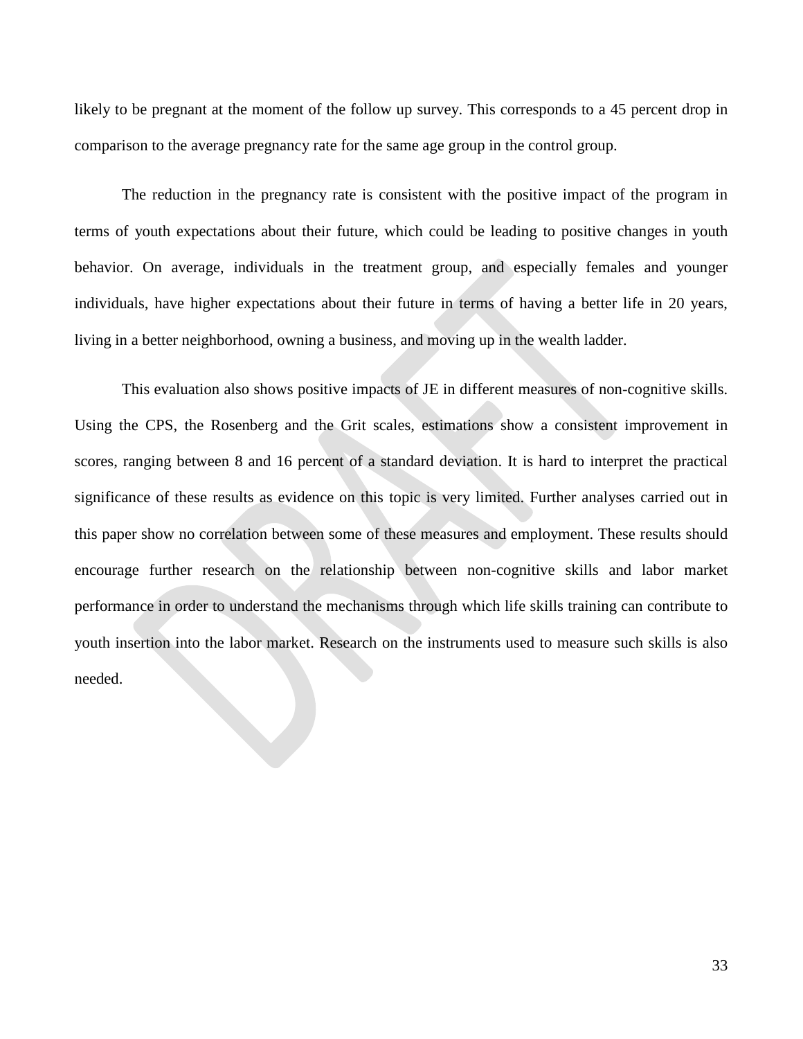likely to be pregnant at the moment of the follow up survey. This corresponds to a 45 percent drop in comparison to the average pregnancy rate for the same age group in the control group.

The reduction in the pregnancy rate is consistent with the positive impact of the program in terms of youth expectations about their future, which could be leading to positive changes in youth behavior. On average, individuals in the treatment group, and especially females and younger individuals, have higher expectations about their future in terms of having a better life in 20 years, living in a better neighborhood, owning a business, and moving up in the wealth ladder.

This evaluation also shows positive impacts of JE in different measures of non-cognitive skills. Using the CPS, the Rosenberg and the Grit scales, estimations show a consistent improvement in scores, ranging between 8 and 16 percent of a standard deviation. It is hard to interpret the practical significance of these results as evidence on this topic is very limited. Further analyses carried out in this paper show no correlation between some of these measures and employment. These results should encourage further research on the relationship between non-cognitive skills and labor market performance in order to understand the mechanisms through which life skills training can contribute to youth insertion into the labor market. Research on the instruments used to measure such skills is also needed.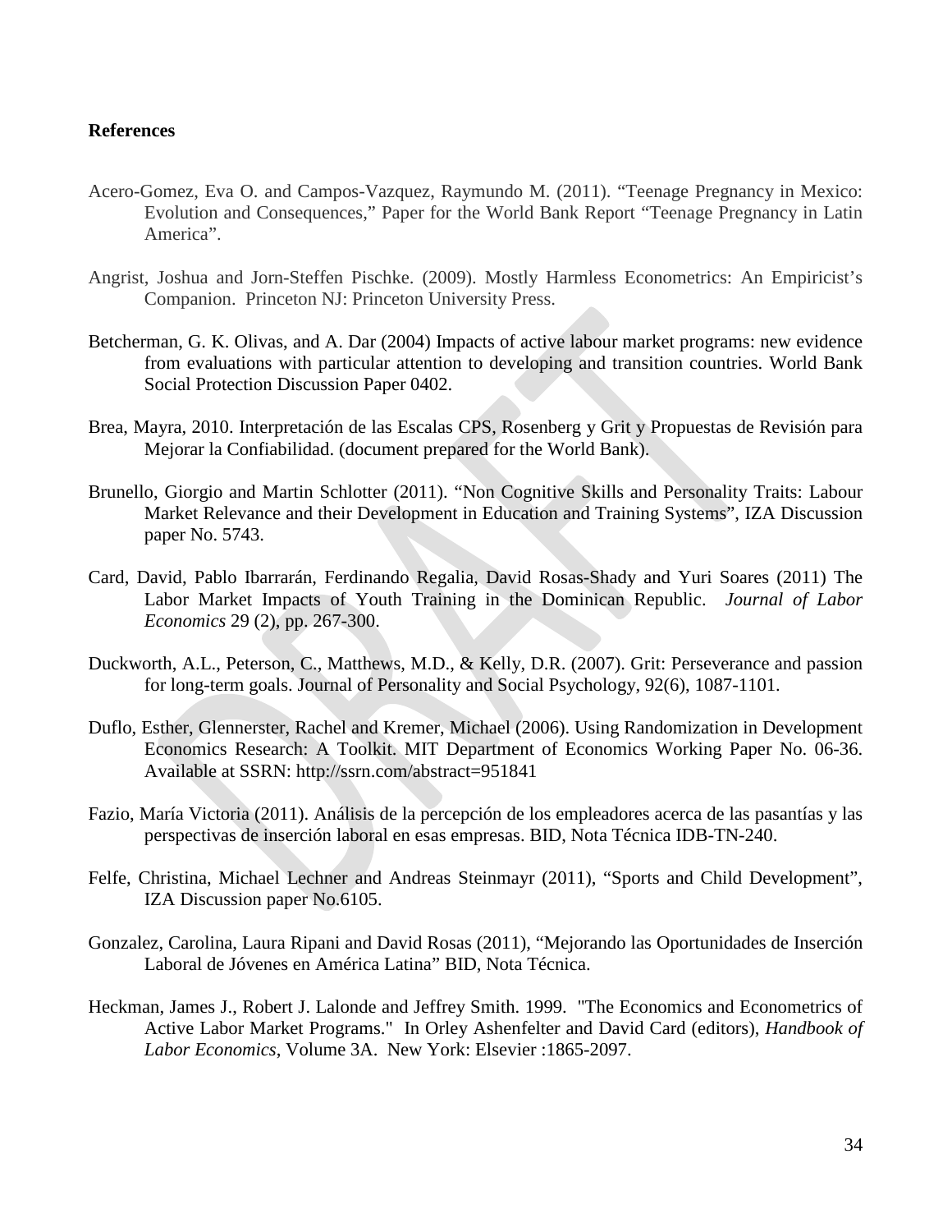**References**

Acero-Gomez, Eva O. and Campos-Vazquez, Raymundo M. (2011). "Teenage Pregnancy in Mexico: Evolution and Consequences," Paper for the World Bank Report "Teenage Pregnancy in Latin America".

Angrist, Joshua and Jorn-Steffen Pischke. (2009). Mostly Harmless Econometrics: An Empiricist's Companion. Princeton NJ: Princeton University Press.

Betcherman, G. K. Olivas, and A. Dar (2004) Impacts of active labour market programs: new evidence from evaluations with particular attention to developing and transition countries. World Bank Social Protection Discussion Paper 0402.

Brea, Mayra, 2010. Interpretación de las Escalas CPS, Rosenberg y Grit y Propuestas de Revisión para Mejorar la Confiabilidad. (document prepared for the World Bank).

Brunello, Giorgio and Martin Schlotter (2011). "Non Cognitive Skills and Personality Traits: Labour Market Relevance and their Development in Education and Training Systems", IZA Discussion paper No. 5743.

Card, David, Pablo Ibarrarán, Ferdinando Regalia, David Rosas-Shady and Yuri Soares (2011) The Labor Market Impacts of Youth Training in the Dominican Republic. *Journal of Labor Economics* 29 (2), pp. 267-300.

Duckworth, A.L., Peterson, C., Matthews, M.D., & Kelly, D.R. (2007). Grit: Perseverance and passion for long-term goals. Journal of Personality and Social Psychology, 92(6), 1087-1101.

Duflo, Esther, Glennerster, Rachel and Kremer, Michael (2006). Using Randomization in Development Economics Research: A Toolkit. MIT Department of Economics Working Paper No. 06-36. Available at SSRN: http://ssrn.com/abstract=951841

Fazio, María Victoria (2011). Análisis de la percepción de los empleadores acerca de las pasantías y las perspectivas de inserción laboral en esas empresas. BID, Nota Técnica IDB-TN-240.

Felfe, Christina, Michael Lechner and Andreas Steinmayr (2011), "Sports and Child Development", IZA Discussion paper No.6105.

Gonzalez, Carolina, Laura Ripani and David Rosas (2011), "Mejorando las Oportunidades de Inserción Laboral de Jóvenes en América Latina" BID, Nota Técnica.

Heckman, James J., Robert J. Lalonde and Jeffrey Smith. 1999. "The Economics and Econometrics of Active Labor Market Programs." In Orley Ashenfelter and David Card (editors), *Handbook of Labor Economics*, Volume 3A. New York: Elsevier :1865-2097.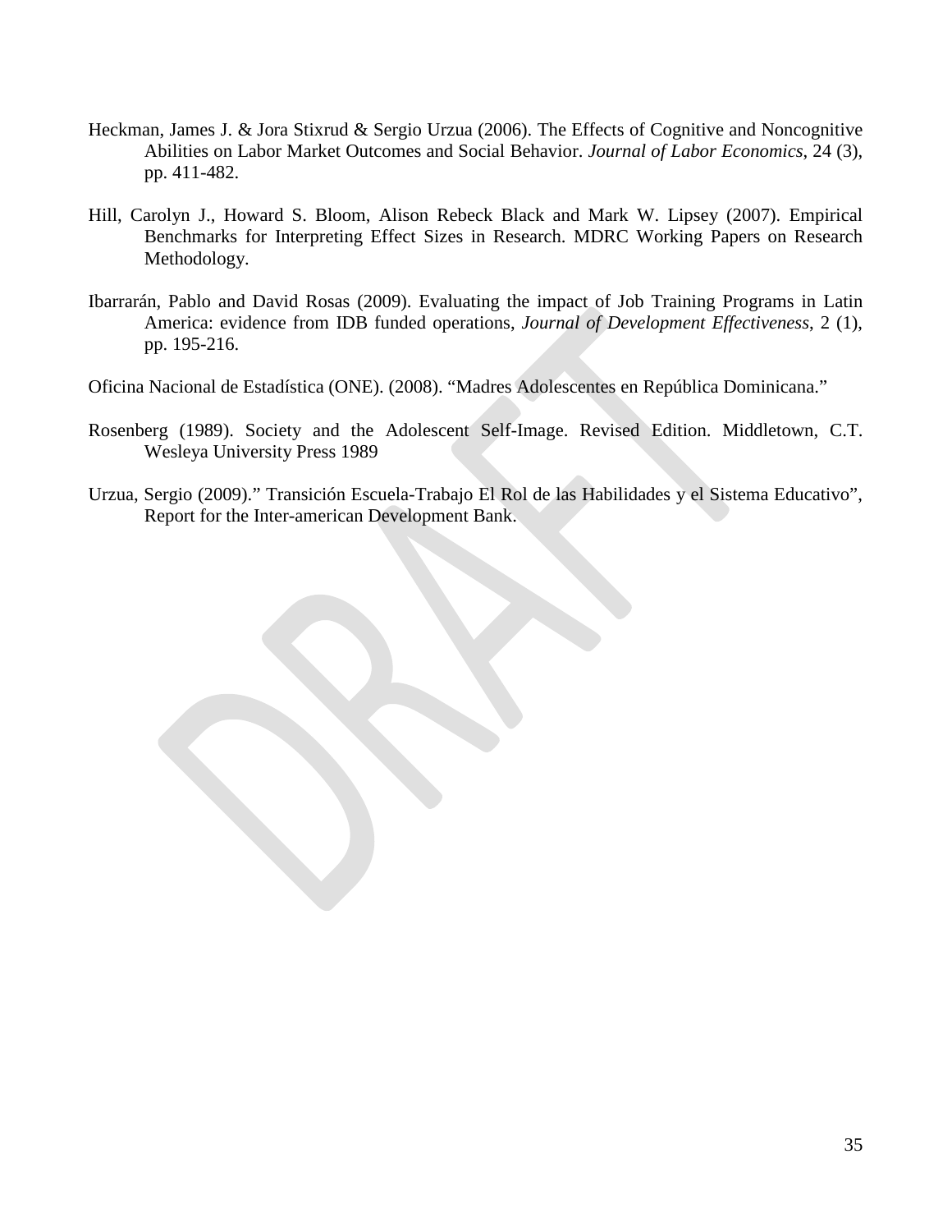Heckman, James J. & Jora Stixrud & Sergio Urzua (2006). The Effects of Cognitive and Noncognitive Abilities on Labor Market Outcomes and Social Behavior. *Journal of Labor Economics*, 24 (3), pp. 411-482.

Hill, Carolyn J., Howard S. Bloom, Alison Rebeck Black and Mark W. Lipsey (2007). Empirical Benchmarks for Interpreting Effect Sizes in Research. MDRC Working Papers on Research Methodology.

Ibarrarán, Pablo and David Rosas (2009). Evaluating the impact of Job Training Programs in Latin America: evidence from IDB funded operations, *Journal of Development Effectiveness*, 2 (1), pp. 195-216.

Oficina Nacional de Estadística (ONE). (2008). "Madres Adolescentes en República Dominicana."

Rosenberg (1989). Society and the Adolescent Self-Image. Revised Edition. Middletown, C.T. Wesleya University Press 1989

Urzua, Sergio (2009)." Transición Escuela-Trabajo El Rol de las Habilidades y el Sistema Educativo", Report for the Inter-american Development Bank.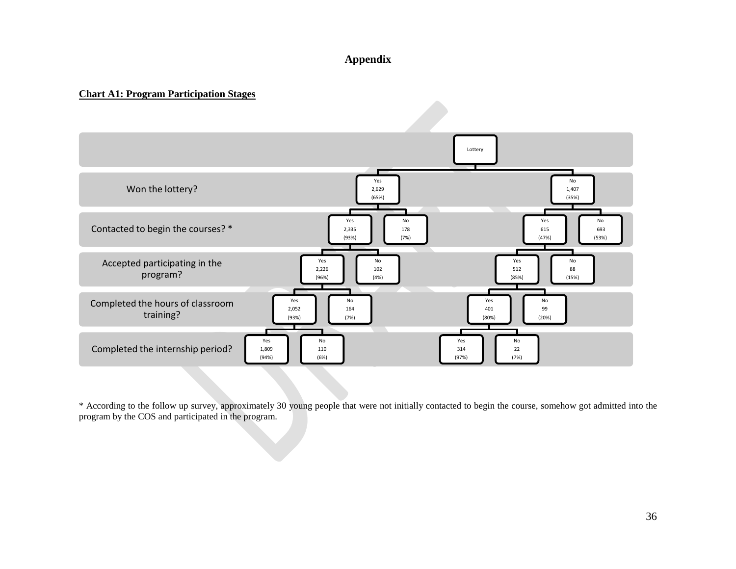# Appendix

**Chart A1: Program Participation Stages**

| Stage | Lottery winners: Yes | Lottery winners: No | Lottery losers: Yes | Lottery losers: No |
|---|---|---|---|---|
| Won the lottery? | 2,629 (65%) | | | 1,407 (35%) |
| Contacted to begin the courses? * | 2,335 (93%) | 178 (7%) | 615 (47%) | 693 (53%) |
| Accepted participating in the program? | 2,226 (96%) | 102 (4%) | 512 (85%) | 88 (15%) |
| Completed the hours of classroom training? | 2,052 (93%) | 164 (7%) | 401 (80%) | 99 (20%) |
| Completed the internship period? | 1,809 (94%) | 110 (6%) | 314 (97%) | 22 (7%) |

\* According to the follow up survey, approximately 30 young people that were not initially contacted to begin the course, somehow got admitted into the program by the COS and participated in the program.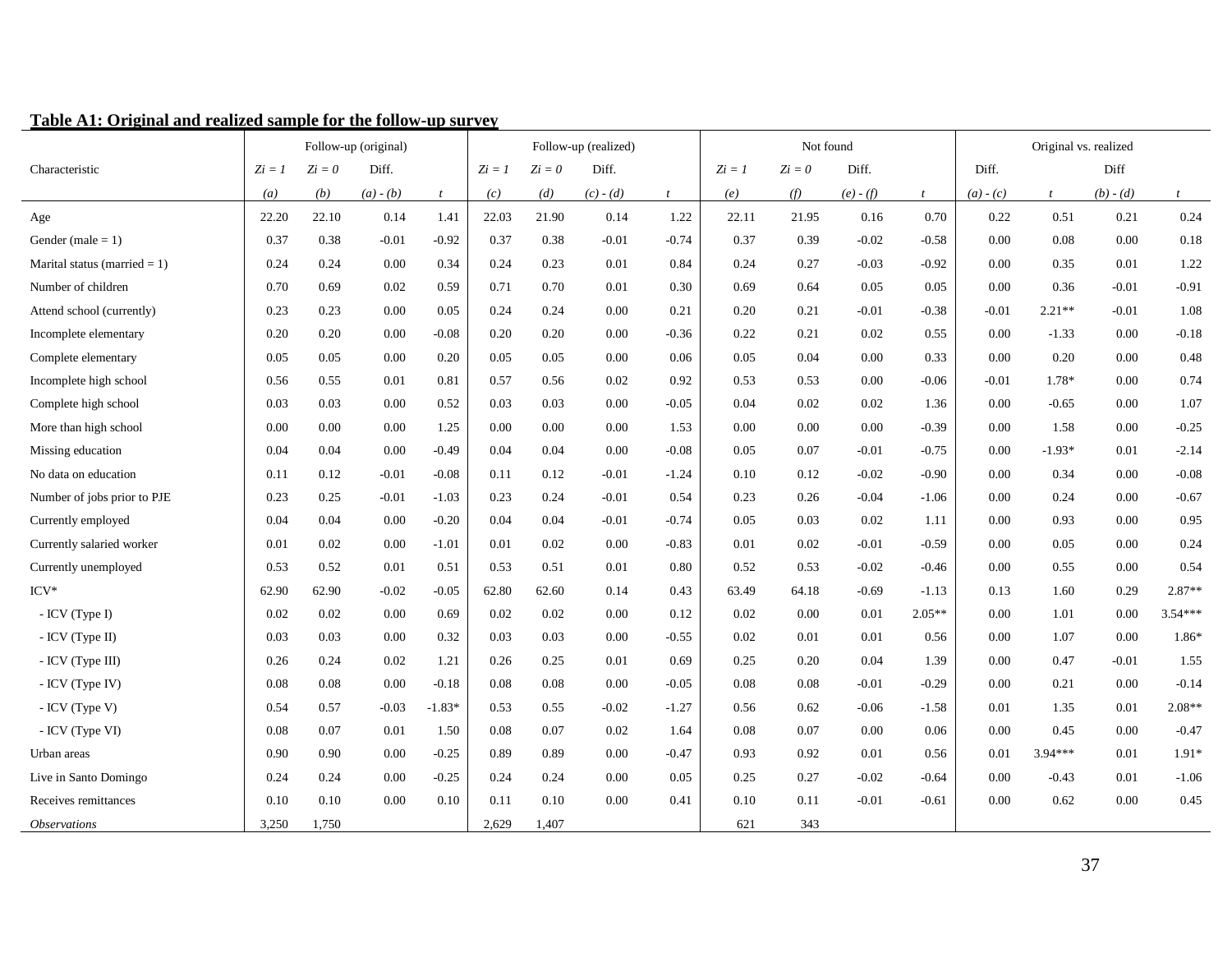**Table A1: Original and realized sample for the follow-up survey**

| Characteristic | Follow-up (original) | | | | Follow-up (realized) | | | | Not found | | | | Original vs. realized | | | |
|---|---|---|---|---|---|---|---|---|---|---|---|---|---|---|---|---|
| | $Z_i = 1$ | $Z_i = 0$ | Diff. | | $Z_i = 1$ | $Z_i = 0$ | Diff. | | $Z_i = 1$ | $Z_i = 0$ | Diff. | | Diff. | | Diff | |
| | *(a)* | *(b)* | *(a) - (b)* | *t* | *(c)* | *(d)* | *(c) - (d)* | *t* | *(e)* | *(f)* | *(e) - (f)* | *t* | *(a) - (c)* | *t* | *(b) - (d)* | *t* |
| Age | 22.20 | 22.10 | 0.14 | 1.41 | 22.03 | 21.90 | 0.14 | 1.22 | 22.11 | 21.95 | 0.16 | 0.70 | 0.22 | 0.51 | 0.21 | 0.24 |
| Gender (male = 1) | 0.37 | 0.38 | -0.01 | -0.92 | 0.37 | 0.38 | -0.01 | -0.74 | 0.37 | 0.39 | -0.02 | -0.58 | 0.00 | 0.08 | 0.00 | 0.18 |
| Marital status (married = 1) | 0.24 | 0.24 | 0.00 | 0.34 | 0.24 | 0.23 | 0.01 | 0.84 | 0.24 | 0.27 | -0.03 | -0.92 | 0.00 | 0.35 | 0.01 | 1.22 |
| Number of children | 0.70 | 0.69 | 0.02 | 0.59 | 0.71 | 0.70 | 0.01 | 0.30 | 0.69 | 0.64 | 0.05 | 0.05 | 0.00 | 0.36 | -0.01 | -0.91 |
| Attend school (currently) | 0.23 | 0.23 | 0.00 | 0.05 | 0.24 | 0.24 | 0.00 | 0.21 | 0.20 | 0.21 | -0.01 | -0.38 | -0.01 | 2.21** | -0.01 | 1.08 |
| Incomplete elementary | 0.20 | 0.20 | 0.00 | -0.08 | 0.20 | 0.20 | 0.00 | -0.36 | 0.22 | 0.21 | 0.02 | 0.55 | 0.00 | -1.33 | 0.00 | -0.18 |
| Complete elementary | 0.05 | 0.05 | 0.00 | 0.20 | 0.05 | 0.05 | 0.00 | 0.06 | 0.05 | 0.04 | 0.00 | 0.33 | 0.00 | 0.20 | 0.00 | 0.48 |
| Incomplete high school | 0.56 | 0.55 | 0.01 | 0.81 | 0.57 | 0.56 | 0.02 | 0.92 | 0.53 | 0.53 | 0.00 | -0.06 | -0.01 | 1.78* | 0.00 | 0.74 |
| Complete high school | 0.03 | 0.03 | 0.00 | 0.52 | 0.03 | 0.03 | 0.00 | -0.05 | 0.04 | 0.02 | 0.02 | 1.36 | 0.00 | -0.65 | 0.00 | 1.07 |
| More than high school | 0.00 | 0.00 | 0.00 | 1.25 | 0.00 | 0.00 | 0.00 | 1.53 | 0.00 | 0.00 | 0.00 | -0.39 | 0.00 | 1.58 | 0.00 | -0.25 |
| Missing education | 0.04 | 0.04 | 0.00 | -0.49 | 0.04 | 0.04 | 0.00 | -0.08 | 0.05 | 0.07 | -0.01 | -0.75 | 0.00 | -1.93* | 0.01 | -2.14 |
| No data on education | 0.11 | 0.12 | -0.01 | -0.08 | 0.11 | 0.12 | -0.01 | -1.24 | 0.10 | 0.12 | -0.02 | -0.90 | 0.00 | 0.34 | 0.00 | -0.08 |
| Number of jobs prior to PJE | 0.23 | 0.25 | -0.01 | -1.03 | 0.23 | 0.24 | -0.01 | 0.54 | 0.23 | 0.26 | -0.04 | -1.06 | 0.00 | 0.24 | 0.00 | -0.67 |
| Currently employed | 0.04 | 0.04 | 0.00 | -0.20 | 0.04 | 0.04 | -0.01 | -0.74 | 0.05 | 0.03 | 0.02 | 1.11 | 0.00 | 0.93 | 0.00 | 0.95 |
| Currently salaried worker | 0.01 | 0.02 | 0.00 | -1.01 | 0.01 | 0.02 | 0.00 | -0.83 | 0.01 | 0.02 | -0.01 | -0.59 | 0.00 | 0.05 | 0.00 | 0.24 |
| Currently unemployed | 0.53 | 0.52 | 0.01 | 0.51 | 0.53 | 0.51 | 0.01 | 0.80 | 0.52 | 0.53 | -0.02 | -0.46 | 0.00 | 0.55 | 0.00 | 0.54 |
| ICV* | 62.90 | 62.90 | -0.02 | -0.05 | 62.80 | 62.60 | 0.14 | 0.43 | 63.49 | 64.18 | -0.69 | -1.13 | 0.13 | 1.60 | 0.29 | 2.87** |
| - ICV (Type I) | 0.02 | 0.02 | 0.00 | 0.69 | 0.02 | 0.02 | 0.00 | 0.12 | 0.02 | 0.00 | 0.01 | 2.05** | 0.00 | 1.01 | 0.00 | 3.54*** |
| - ICV (Type II) | 0.03 | 0.03 | 0.00 | 0.32 | 0.03 | 0.03 | 0.00 | -0.55 | 0.02 | 0.01 | 0.01 | 0.56 | 0.00 | 1.07 | 0.00 | 1.86* |
| - ICV (Type III) | 0.26 | 0.24 | 0.02 | 1.21 | 0.26 | 0.25 | 0.01 | 0.69 | 0.25 | 0.20 | 0.04 | 1.39 | 0.00 | 0.47 | -0.01 | 1.55 |
| - ICV (Type IV) | 0.08 | 0.08 | 0.00 | -0.18 | 0.08 | 0.08 | 0.00 | -0.05 | 0.08 | 0.08 | -0.01 | -0.29 | 0.00 | 0.21 | 0.00 | -0.14 |
| - ICV (Type V) | 0.54 | 0.57 | -0.03 | -1.83* | 0.53 | 0.55 | -0.02 | -1.27 | 0.56 | 0.62 | -0.06 | -1.58 | 0.01 | 1.35 | 0.01 | 2.08** |
| - ICV (Type VI) | 0.08 | 0.07 | 0.01 | 1.50 | 0.08 | 0.07 | 0.02 | 1.64 | 0.08 | 0.07 | 0.00 | 0.06 | 0.00 | 0.45 | 0.00 | -0.47 |
| Urban areas | 0.90 | 0.90 | 0.00 | -0.25 | 0.89 | 0.89 | 0.00 | -0.47 | 0.93 | 0.92 | 0.01 | 0.56 | 0.01 | 3.94*** | 0.01 | 1.91* |
| Live in Santo Domingo | 0.24 | 0.24 | 0.00 | -0.25 | 0.24 | 0.24 | 0.00 | 0.05 | 0.25 | 0.27 | -0.02 | -0.64 | 0.00 | -0.43 | 0.01 | -1.06 |
| Receives remittances | 0.10 | 0.10 | 0.00 | 0.10 | 0.11 | 0.10 | 0.00 | 0.41 | 0.10 | 0.11 | -0.01 | -0.61 | 0.00 | 0.62 | 0.00 | 0.45 |
| *Observations* | 3,250 | 1,750 | | | 2,629 | 1,407 | | | 621 | 343 | | | | | | |